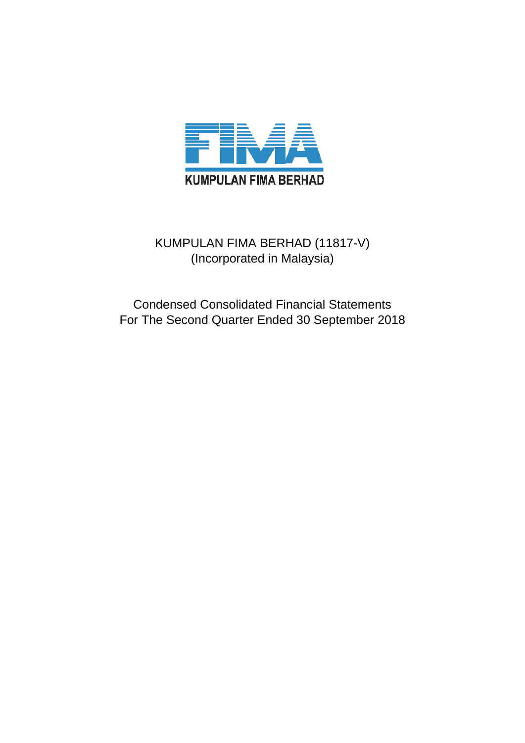KUMPULAN FIMA BERHAD (11817-V)
(Incorporated in Malaysia)

Condensed Consolidated Financial Statements
For The Second Quarter Ended 30 September 2018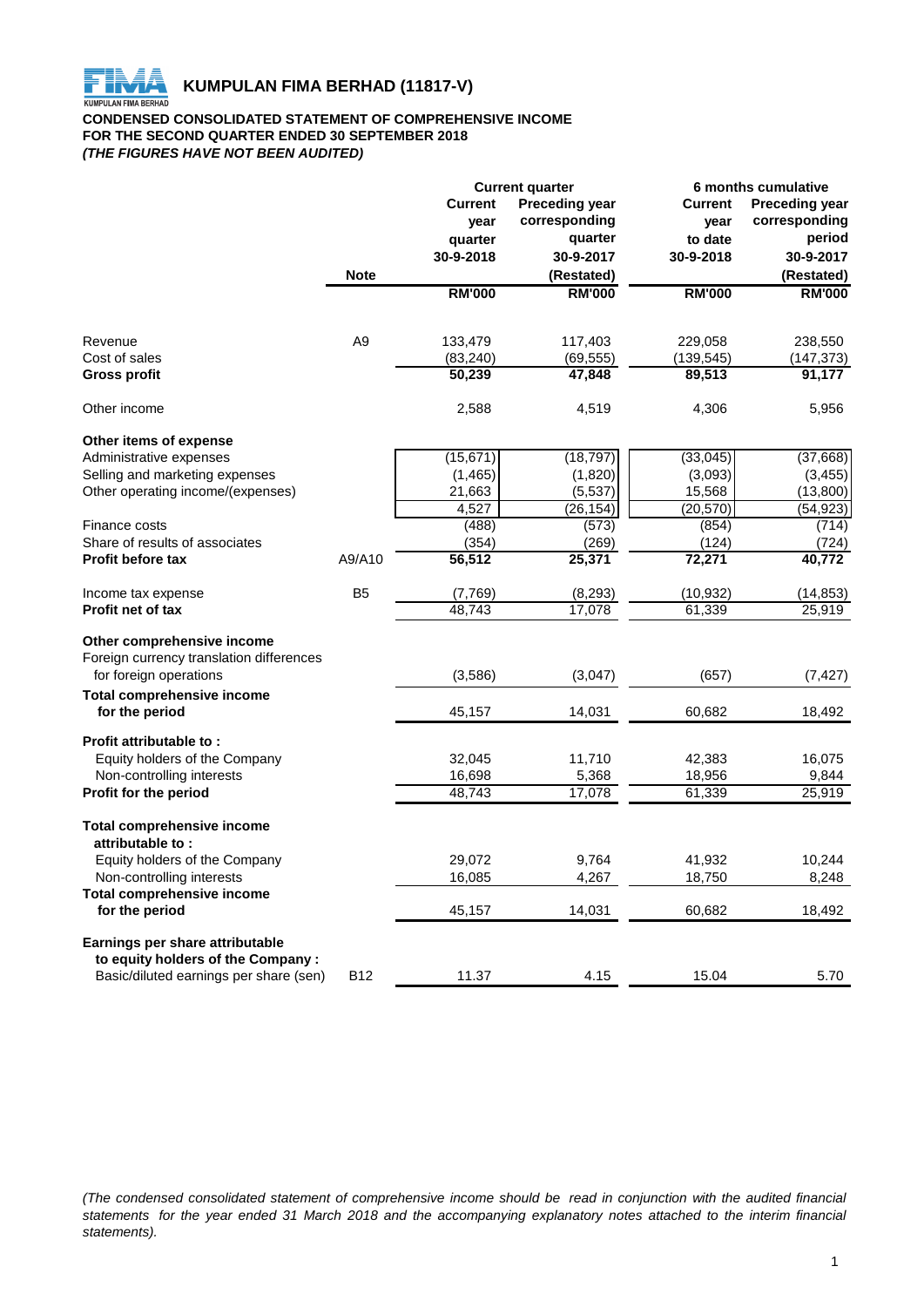# KUMPULAN FIMA BERHAD (11817-V)

**CONDENSED CONSOLIDATED STATEMENT OF COMPREHENSIVE INCOME**
**FOR THE SECOND QUARTER ENDED 30 SEPTEMBER 2018**
***(THE FIGURES HAVE NOT BEEN AUDITED)***

| | Note | Current quarter | | 6 months cumulative | |
|---|---|---|---|---|---|
| | | **Current year quarter 30-9-2018** | **Preceding year corresponding quarter 30-9-2017 (Restated)** | **Current year to date 30-9-2018** | **Preceding year corresponding period 30-9-2017 (Restated)** |
| | | **RM'000** | **RM'000** | **RM'000** | **RM'000** |
| Revenue | A9 | 133,479 | 117,403 | 229,058 | 238,550 |
| Cost of sales | | (83,240) | (69,555) | (139,545) | (147,373) |
| **Gross profit** | | **50,239** | **47,848** | **89,513** | **91,177** |
| Other income | | 2,588 | 4,519 | 4,306 | 5,956 |
| **Other items of expense** | | | | | |
| Administrative expenses | | (15,671) | (18,797) | (33,045) | (37,668) |
| Selling and marketing expenses | | (1,465) | (1,820) | (3,093) | (3,455) |
| Other operating income/(expenses) | | 21,663 | (5,537) | 15,568 | (13,800) |
| | | 4,527 | (26,154) | (20,570) | (54,923) |
| Finance costs | | (488) | (573) | (854) | (714) |
| Share of results of associates | | (354) | (269) | (124) | (724) |
| **Profit before tax** | A9/A10 | **56,512** | **25,371** | **72,271** | **40,772** |
| Income tax expense | B5 | (7,769) | (8,293) | (10,932) | (14,853) |
| **Profit net of tax** | | 48,743 | 17,078 | 61,339 | 25,919 |
| **Other comprehensive income** | | | | | |
| Foreign currency translation differences for foreign operations | | (3,586) | (3,047) | (657) | (7,427) |
| **Total comprehensive income for the period** | | 45,157 | 14,031 | 60,682 | 18,492 |
| **Profit attributable to :** | | | | | |
| Equity holders of the Company | | 32,045 | 11,710 | 42,383 | 16,075 |
| Non-controlling interests | | 16,698 | 5,368 | 18,956 | 9,844 |
| **Profit for the period** | | 48,743 | 17,078 | 61,339 | 25,919 |
| **Total comprehensive income attributable to :** | | | | | |
| Equity holders of the Company | | 29,072 | 9,764 | 41,932 | 10,244 |
| Non-controlling interests | | 16,085 | 4,267 | 18,750 | 8,248 |
| **Total comprehensive income for the period** | | 45,157 | 14,031 | 60,682 | 18,492 |
| **Earnings per share attributable to equity holders of the Company :** | | | | | |
| Basic/diluted earnings per share (sen) | B12 | 11.37 | 4.15 | 15.04 | 5.70 |

*(The condensed consolidated statement of comprehensive income should be read in conjunction with the audited financial statements for the year ended 31 March 2018 and the accompanying explanatory notes attached to the interim financial statements).*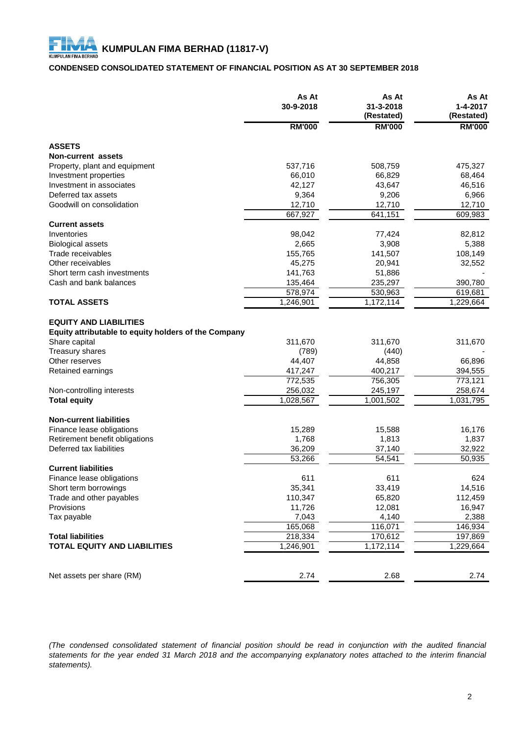# KUMPULAN FIMA BERHAD (11817-V)

**CONDENSED CONSOLIDATED STATEMENT OF FINANCIAL POSITION AS AT 30 SEPTEMBER 2018**

| | As At 30-9-2018 | As At 31-3-2018 (Restated) | As At 1-4-2017 (Restated) |
|---|---|---|---|
| | RM'000 | RM'000 | RM'000 |
| **ASSETS** | | | |
| **Non-current assets** | | | |
| Property, plant and equipment | 537,716 | 508,759 | 475,327 |
| Investment properties | 66,010 | 66,829 | 68,464 |
| Investment in associates | 42,127 | 43,647 | 46,516 |
| Deferred tax assets | 9,364 | 9,206 | 6,966 |
| Goodwill on consolidation | 12,710 | 12,710 | 12,710 |
| | 667,927 | 641,151 | 609,983 |
| **Current assets** | | | |
| Inventories | 98,042 | 77,424 | 82,812 |
| Biological assets | 2,665 | 3,908 | 5,388 |
| Trade receivables | 155,765 | 141,507 | 108,149 |
| Other receivables | 45,275 | 20,941 | 32,552 |
| Short term cash investments | 141,763 | 51,886 | - |
| Cash and bank balances | 135,464 | 235,297 | 390,780 |
| | 578,974 | 530,963 | 619,681 |
| **TOTAL ASSETS** | 1,246,901 | 1,172,114 | 1,229,664 |
| **EQUITY AND LIABILITIES** | | | |
| **Equity attributable to equity holders of the Company** | | | |
| Share capital | 311,670 | 311,670 | 311,670 |
| Treasury shares | (789) | (440) | - |
| Other reserves | 44,407 | 44,858 | 66,896 |
| Retained earnings | 417,247 | 400,217 | 394,555 |
| | 772,535 | 756,305 | 773,121 |
| Non-controlling interests | 256,032 | 245,197 | 258,674 |
| **Total equity** | 1,028,567 | 1,001,502 | 1,031,795 |
| **Non-current liabilities** | | | |
| Finance lease obligations | 15,289 | 15,588 | 16,176 |
| Retirement benefit obligations | 1,768 | 1,813 | 1,837 |
| Deferred tax liabilities | 36,209 | 37,140 | 32,922 |
| | 53,266 | 54,541 | 50,935 |
| **Current liabilities** | | | |
| Finance lease obligations | 611 | 611 | 624 |
| Short term borrowings | 35,341 | 33,419 | 14,516 |
| Trade and other payables | 110,347 | 65,820 | 112,459 |
| Provisions | 11,726 | 12,081 | 16,947 |
| Tax payable | 7,043 | 4,140 | 2,388 |
| | 165,068 | 116,071 | 146,934 |
| **Total liabilities** | 218,334 | 170,612 | 197,869 |
| **TOTAL EQUITY AND LIABILITIES** | 1,246,901 | 1,172,114 | 1,229,664 |
| Net assets per share (RM) | 2.74 | 2.68 | 2.74 |

*(The condensed consolidated statement of financial position should be read in conjunction with the audited financial statements for the year ended 31 March 2018 and the accompanying explanatory notes attached to the interim financial statements).*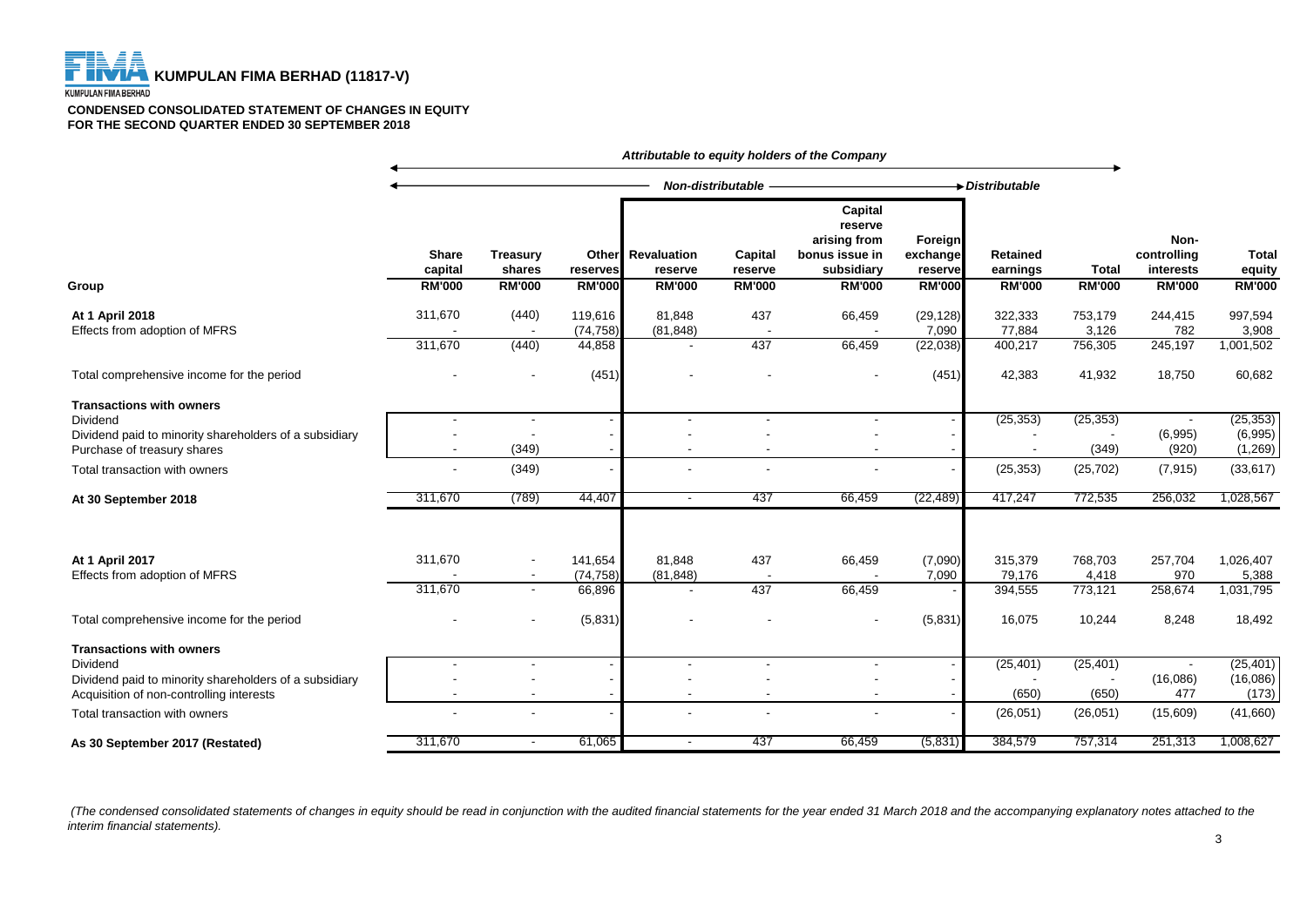**KUMPULAN FIMA BERHAD (11817-V)**

KUMPULAN FIMA BERHAD

**CONDENSED CONSOLIDATED STATEMENT OF CHANGES IN EQUITY**
**FOR THE SECOND QUARTER ENDED 30 SEPTEMBER 2018**

| | *Attributable to equity holders of the Company* | | | | | | | | | | |
|---|---|---|---|---|---|---|---|---|---|---|---|
| | *Non-distributable* | | | | | | | *Distributable* | | | |
| Group | Share capital | Treasury shares | Other reserves | Revaluation reserve | Capital reserve | Capital reserve arising from bonus issue in subsidiary | Foreign exchange reserve | Retained earnings | Total | Non-controlling interests | Total equity |
| | RM'000 | RM'000 | RM'000 | RM'000 | RM'000 | RM'000 | RM'000 | RM'000 | RM'000 | RM'000 | RM'000 |
| **At 1 April 2018** | 311,670 | (440) | 119,616 | 81,848 | 437 | 66,459 | (29,128) | 322,333 | 753,179 | 244,415 | 997,594 |
| Effects from adoption of MFRS | - | - | (74,758) | (81,848) | - | - | 7,090 | 77,884 | 3,126 | 782 | 3,908 |
| | 311,670 | (440) | 44,858 | - | 437 | 66,459 | (22,038) | 400,217 | 756,305 | 245,197 | 1,001,502 |
| Total comprehensive income for the period | - | - | (451) | - | - | - | (451) | 42,383 | 41,932 | 18,750 | 60,682 |
| **Transactions with owners** | | | | | | | | | | | |
| Dividend | - | - | - | - | - | - | - | (25,353) | (25,353) | - | (25,353) |
| Dividend paid to minority shareholders of a subsidiary | - | - | - | - | - | - | - | - | - | (6,995) | (6,995) |
| Purchase of treasury shares | - | (349) | - | - | - | - | - | - | (349) | (920) | (1,269) |
| Total transaction with owners | - | (349) | - | - | - | - | - | (25,353) | (25,702) | (7,915) | (33,617) |
| **At 30 September 2018** | 311,670 | (789) | 44,407 | - | 437 | 66,459 | (22,489) | 417,247 | 772,535 | 256,032 | 1,028,567 |
| | | | | | | | | | | | |
| **At 1 April 2017** | 311,670 | - | 141,654 | 81,848 | 437 | 66,459 | (7,090) | 315,379 | 768,703 | 257,704 | 1,026,407 |
| Effects from adoption of MFRS | - | - | (74,758) | (81,848) | - | - | 7,090 | 79,176 | 4,418 | 970 | 5,388 |
| | 311,670 | - | 66,896 | - | 437 | 66,459 | - | 394,555 | 773,121 | 258,674 | 1,031,795 |
| Total comprehensive income for the period | - | - | (5,831) | - | - | - | (5,831) | 16,075 | 10,244 | 8,248 | 18,492 |
| **Transactions with owners** | | | | | | | | | | | |
| Dividend | - | - | - | - | - | - | - | (25,401) | (25,401) | - | (25,401) |
| Dividend paid to minority shareholders of a subsidiary | - | - | - | - | - | - | - | - | - | (16,086) | (16,086) |
| Acquisition of non-controlling interests | - | - | - | - | - | - | - | (650) | (650) | 477 | (173) |
| Total transaction with owners | - | - | - | - | - | - | - | (26,051) | (26,051) | (15,609) | (41,660) |
| **As 30 September 2017 (Restated)** | 311,670 | - | 61,065 | - | 437 | 66,459 | (5,831) | 384,579 | 757,314 | 251,313 | 1,008,627 |

*(The condensed consolidated statements of changes in equity should be read in conjunction with the audited financial statements for the year ended 31 March 2018 and the accompanying explanatory notes attached to the interim financial statements).*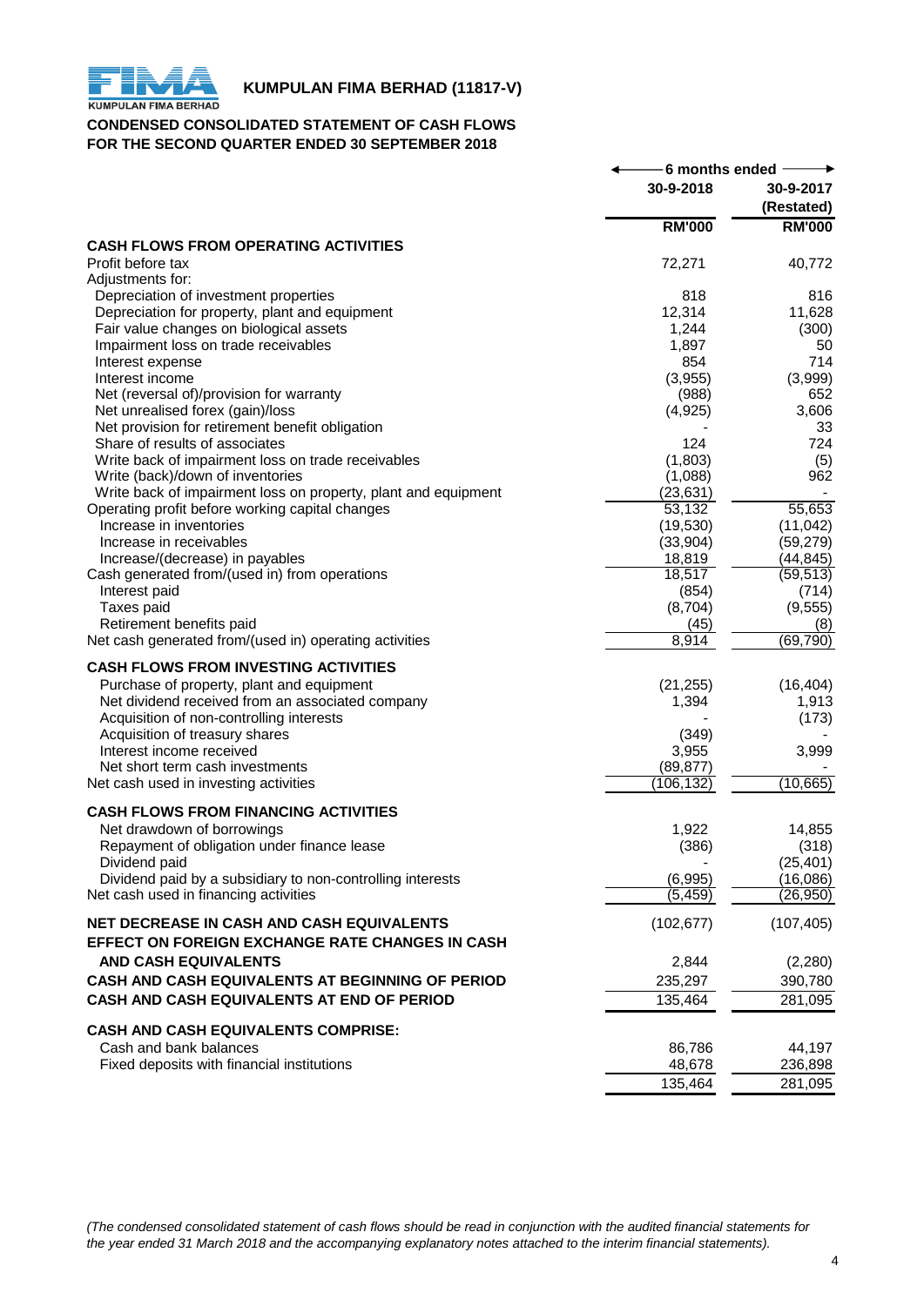**KUMPULAN FIMA BERHAD (11817-V)**

**CONDENSED CONSOLIDATED STATEMENT OF CASH FLOWS**
**FOR THE SECOND QUARTER ENDED 30 SEPTEMBER 2018**

| | 6 months ended | |
|---|---|---|
| | 30-9-2018 | 30-9-2017 (Restated) |
| | RM'000 | RM'000 |
| **CASH FLOWS FROM OPERATING ACTIVITIES** | | |
| Profit before tax | 72,271 | 40,772 |
| Adjustments for: | | |
| Depreciation of investment properties | 818 | 816 |
| Depreciation for property, plant and equipment | 12,314 | 11,628 |
| Fair value changes on biological assets | 1,244 | (300) |
| Impairment loss on trade receivables | 1,897 | 50 |
| Interest expense | 854 | 714 |
| Interest income | (3,955) | (3,999) |
| Net (reversal of)/provision for warranty | (988) | 652 |
| Net unrealised forex (gain)/loss | (4,925) | 3,606 |
| Net provision for retirement benefit obligation | - | 33 |
| Share of results of associates | 124 | 724 |
| Write back of impairment loss on trade receivables | (1,803) | (5) |
| Write (back)/down of inventories | (1,088) | 962 |
| Write back of impairment loss on property, plant and equipment | (23,631) | - |
| Operating profit before working capital changes | 53,132 | 55,653 |
| Increase in inventories | (19,530) | (11,042) |
| Increase in receivables | (33,904) | (59,279) |
| Increase/(decrease) in payables | 18,819 | (44,845) |
| Cash generated from/(used in) from operations | 18,517 | (59,513) |
| Interest paid | (854) | (714) |
| Taxes paid | (8,704) | (9,555) |
| Retirement benefits paid | (45) | (8) |
| Net cash generated from/(used in) operating activities | 8,914 | (69,790) |
| **CASH FLOWS FROM INVESTING ACTIVITIES** | | |
| Purchase of property, plant and equipment | (21,255) | (16,404) |
| Net dividend received from an associated company | 1,394 | 1,913 |
| Acquisition of non-controlling interests | - | (173) |
| Acquisition of treasury shares | (349) | - |
| Interest income received | 3,955 | 3,999 |
| Net short term cash investments | (89,877) | - |
| Net cash used in investing activities | (106,132) | (10,665) |
| **CASH FLOWS FROM FINANCING ACTIVITIES** | | |
| Net drawdown of borrowings | 1,922 | 14,855 |
| Repayment of obligation under finance lease | (386) | (318) |
| Dividend paid | - | (25,401) |
| Dividend paid by a subsidiary to non-controlling interests | (6,995) | (16,086) |
| Net cash used in financing activities | (5,459) | (26,950) |
| **NET DECREASE IN CASH AND CASH EQUIVALENTS** | (102,677) | (107,405) |
| **EFFECT ON FOREIGN EXCHANGE RATE CHANGES IN CASH AND CASH EQUIVALENTS** | 2,844 | (2,280) |
| **CASH AND CASH EQUIVALENTS AT BEGINNING OF PERIOD** | 235,297 | 390,780 |
| **CASH AND CASH EQUIVALENTS AT END OF PERIOD** | 135,464 | 281,095 |
| **CASH AND CASH EQUIVALENTS COMPRISE:** | | |
| Cash and bank balances | 86,786 | 44,197 |
| Fixed deposits with financial institutions | 48,678 | 236,898 |
| | 135,464 | 281,095 |

*(The condensed consolidated statement of cash flows should be read in conjunction with the audited financial statements for the year ended 31 March 2018 and the accompanying explanatory notes attached to the interim financial statements).*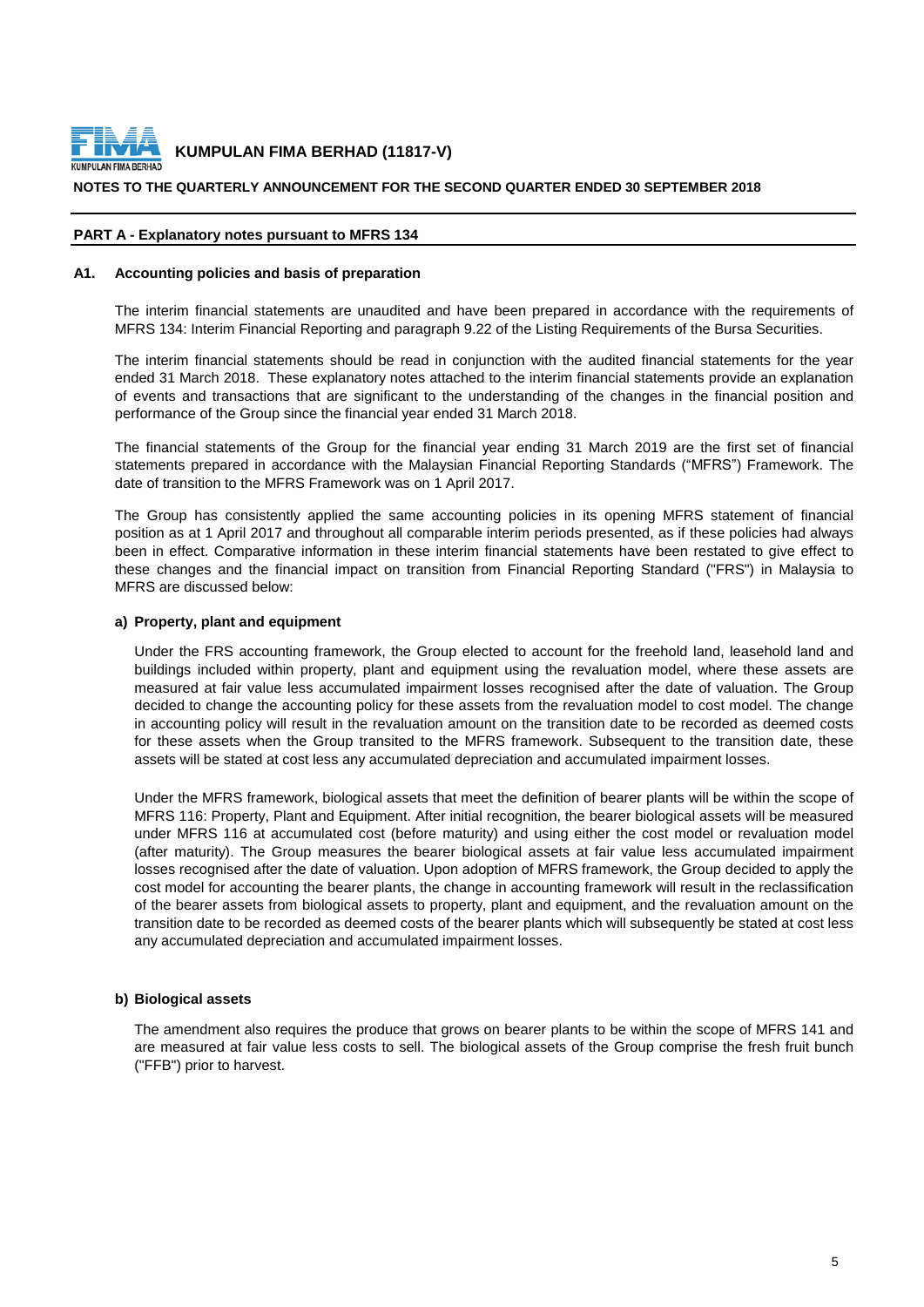**KUMPULAN FIMA BERHAD (11817-V)**

**NOTES TO THE QUARTERLY ANNOUNCEMENT FOR THE SECOND QUARTER ENDED 30 SEPTEMBER 2018**

**PART A - Explanatory notes pursuant to MFRS 134**

**A1. Accounting policies and basis of preparation**

The interim financial statements are unaudited and have been prepared in accordance with the requirements of MFRS 134: Interim Financial Reporting and paragraph 9.22 of the Listing Requirements of the Bursa Securities.

The interim financial statements should be read in conjunction with the audited financial statements for the year ended 31 March 2018. These explanatory notes attached to the interim financial statements provide an explanation of events and transactions that are significant to the understanding of the changes in the financial position and performance of the Group since the financial year ended 31 March 2018.

The financial statements of the Group for the financial year ending 31 March 2019 are the first set of financial statements prepared in accordance with the Malaysian Financial Reporting Standards ("MFRS") Framework. The date of transition to the MFRS Framework was on 1 April 2017.

The Group has consistently applied the same accounting policies in its opening MFRS statement of financial position as at 1 April 2017 and throughout all comparable interim periods presented, as if these policies had always been in effect. Comparative information in these interim financial statements have been restated to give effect to these changes and the financial impact on transition from Financial Reporting Standard ("FRS") in Malaysia to MFRS are discussed below:

**a) Property, plant and equipment**

Under the FRS accounting framework, the Group elected to account for the freehold land, leasehold land and buildings included within property, plant and equipment using the revaluation model, where these assets are measured at fair value less accumulated impairment losses recognised after the date of valuation. The Group decided to change the accounting policy for these assets from the revaluation model to cost model. The change in accounting policy will result in the revaluation amount on the transition date to be recorded as deemed costs for these assets when the Group transited to the MFRS framework. Subsequent to the transition date, these assets will be stated at cost less any accumulated depreciation and accumulated impairment losses.

Under the MFRS framework, biological assets that meet the definition of bearer plants will be within the scope of MFRS 116: Property, Plant and Equipment. After initial recognition, the bearer biological assets will be measured under MFRS 116 at accumulated cost (before maturity) and using either the cost model or revaluation model (after maturity). The Group measures the bearer biological assets at fair value less accumulated impairment losses recognised after the date of valuation. Upon adoption of MFRS framework, the Group decided to apply the cost model for accounting the bearer plants, the change in accounting framework will result in the reclassification of the bearer assets from biological assets to property, plant and equipment, and the revaluation amount on the transition date to be recorded as deemed costs of the bearer plants which will subsequently be stated at cost less any accumulated depreciation and accumulated impairment losses.

**b) Biological assets**

The amendment also requires the produce that grows on bearer plants to be within the scope of MFRS 141 and are measured at fair value less costs to sell. The biological assets of the Group comprise the fresh fruit bunch ("FFB") prior to harvest.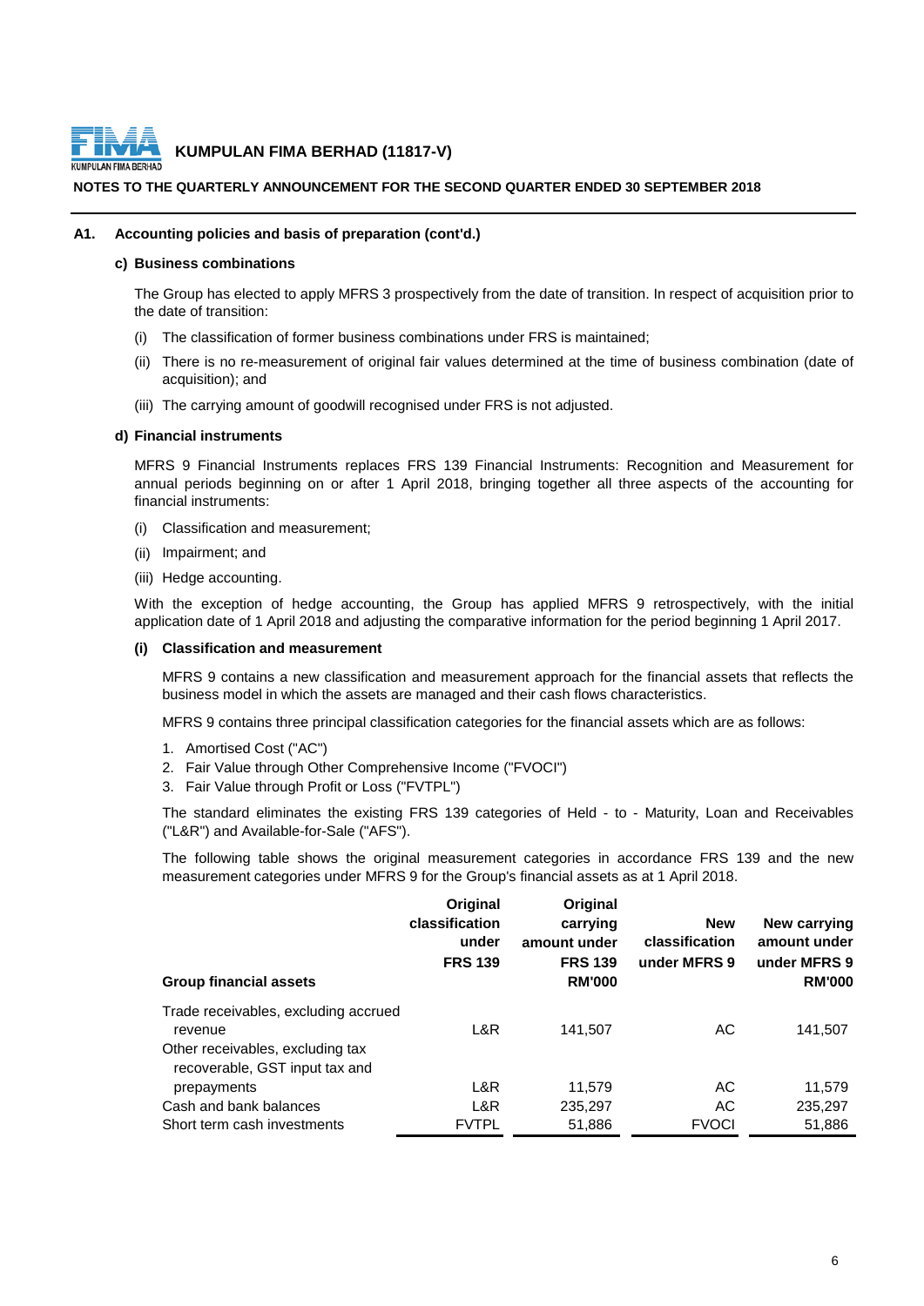**KUMPULAN FIMA BERHAD (11817-V)**

**NOTES TO THE QUARTERLY ANNOUNCEMENT FOR THE SECOND QUARTER ENDED 30 SEPTEMBER 2018**

**A1. Accounting policies and basis of preparation (cont'd.)**

**c) Business combinations**

The Group has elected to apply MFRS 3 prospectively from the date of transition. In respect of acquisition prior to the date of transition:

(i) The classification of former business combinations under FRS is maintained;

(ii) There is no re-measurement of original fair values determined at the time of business combination (date of acquisition); and

(iii) The carrying amount of goodwill recognised under FRS is not adjusted.

**d) Financial instruments**

MFRS 9 Financial Instruments replaces FRS 139 Financial Instruments: Recognition and Measurement for annual periods beginning on or after 1 April 2018, bringing together all three aspects of the accounting for financial instruments:

(i) Classification and measurement;

(ii) Impairment; and

(iii) Hedge accounting.

With the exception of hedge accounting, the Group has applied MFRS 9 retrospectively, with the initial application date of 1 April 2018 and adjusting the comparative information for the period beginning 1 April 2017.

**(i) Classification and measurement**

MFRS 9 contains a new classification and measurement approach for the financial assets that reflects the business model in which the assets are managed and their cash flows characteristics.

MFRS 9 contains three principal classification categories for the financial assets which are as follows:

1. Amortised Cost ("AC")
2. Fair Value through Other Comprehensive Income ("FVOCI")
3. Fair Value through Profit or Loss ("FVTPL")

The standard eliminates the existing FRS 139 categories of Held - to - Maturity, Loan and Receivables ("L&R") and Available-for-Sale ("AFS").

The following table shows the original measurement categories in accordance FRS 139 and the new measurement categories under MFRS 9 for the Group's financial assets as at 1 April 2018.

| Group financial assets | Original classification under FRS 139 | Original carrying amount under FRS 139 RM'000 | New classification under MFRS 9 | New carrying amount under MFRS 9 RM'000 |
|---|---|---|---|---|
| Trade receivables, excluding accrued revenue | L&R | 141,507 | AC | 141,507 |
| Other receivables, excluding tax recoverable, GST input tax and prepayments | L&R | 11,579 | AC | 11,579 |
| Cash and bank balances | L&R | 235,297 | AC | 235,297 |
| Short term cash investments | FVTPL | 51,886 | FVOCI | 51,886 |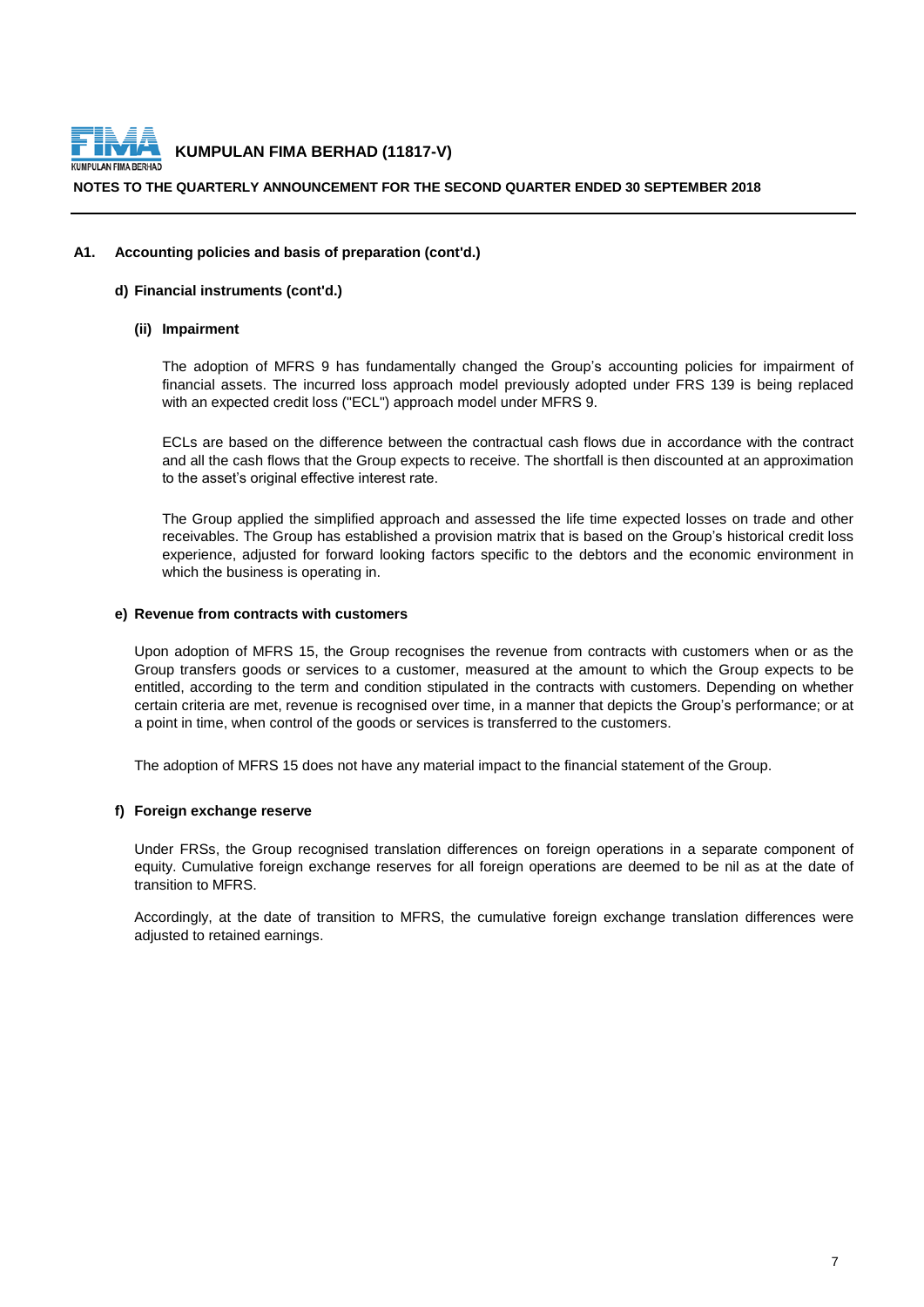### A1. Accounting policies and basis of preparation (cont'd.)

#### d) Financial instruments (cont'd.)

##### (ii) Impairment

The adoption of MFRS 9 has fundamentally changed the Group's accounting policies for impairment of financial assets. The incurred loss approach model previously adopted under FRS 139 is being replaced with an expected credit loss ("ECL") approach model under MFRS 9.

ECLs are based on the difference between the contractual cash flows due in accordance with the contract and all the cash flows that the Group expects to receive. The shortfall is then discounted at an approximation to the asset's original effective interest rate.

The Group applied the simplified approach and assessed the life time expected losses on trade and other receivables. The Group has established a provision matrix that is based on the Group's historical credit loss experience, adjusted for forward looking factors specific to the debtors and the economic environment in which the business is operating in.

#### e) Revenue from contracts with customers

Upon adoption of MFRS 15, the Group recognises the revenue from contracts with customers when or as the Group transfers goods or services to a customer, measured at the amount to which the Group expects to be entitled, according to the term and condition stipulated in the contracts with customers. Depending on whether certain criteria are met, revenue is recognised over time, in a manner that depicts the Group's performance; or at a point in time, when control of the goods or services is transferred to the customers.

The adoption of MFRS 15 does not have any material impact to the financial statement of the Group.

#### f) Foreign exchange reserve

Under FRSs, the Group recognised translation differences on foreign operations in a separate component of equity. Cumulative foreign exchange reserves for all foreign operations are deemed to be nil as at the date of transition to MFRS.

Accordingly, at the date of transition to MFRS, the cumulative foreign exchange translation differences were adjusted to retained earnings.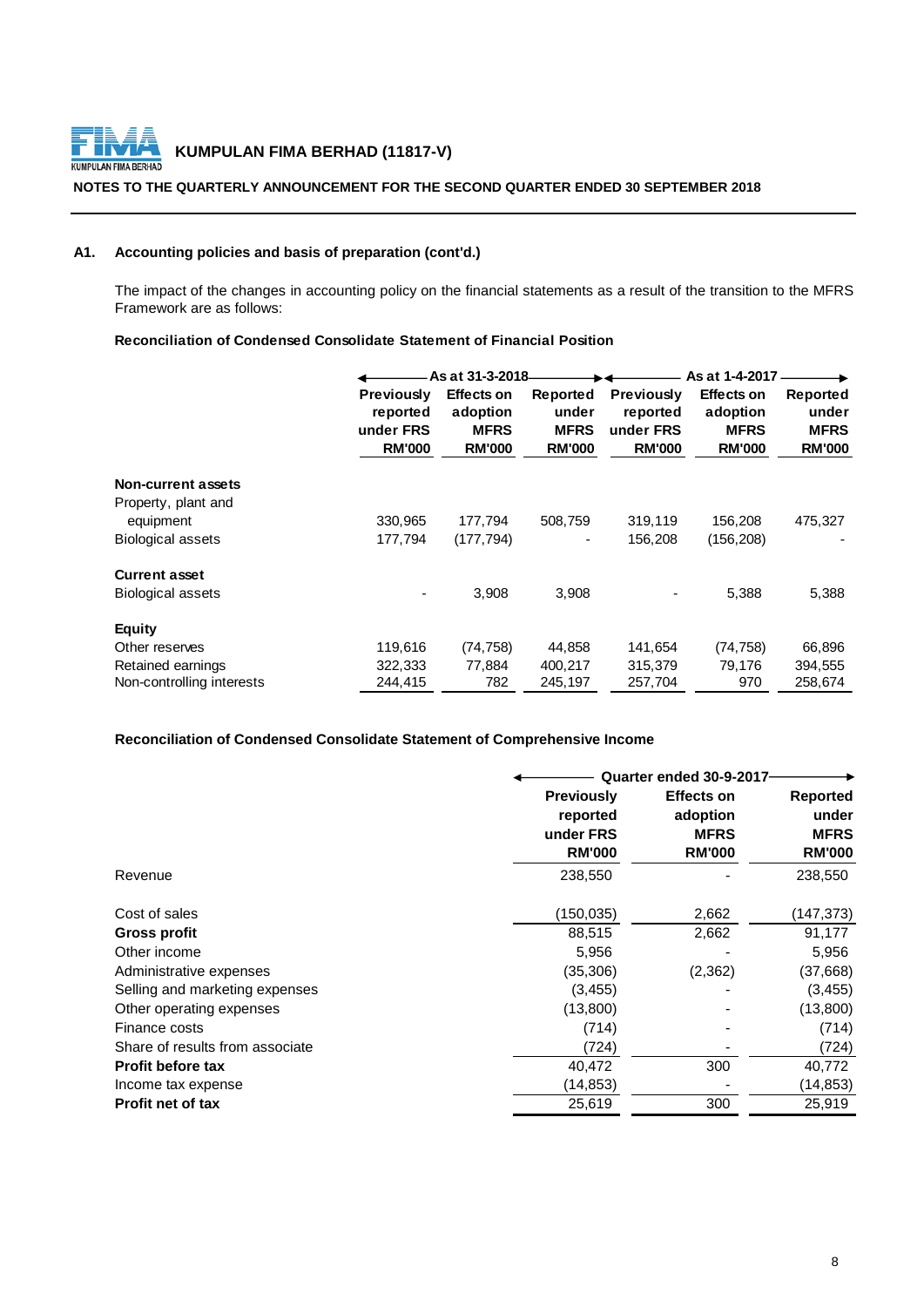**KUMPULAN FIMA BERHAD (11817-V)**

**NOTES TO THE QUARTERLY ANNOUNCEMENT FOR THE SECOND QUARTER ENDED 30 SEPTEMBER 2018**

### A1. Accounting policies and basis of preparation (cont'd.)

The impact of the changes in accounting policy on the financial statements as a result of the transition to the MFRS Framework are as follows:

**Reconciliation of Condensed Consolidate Statement of Financial Position**

| | As at 31-3-2018 | | | As at 1-4-2017 | | |
|---|---|---|---|---|---|---|
| | **Previously reported under FRS RM'000** | **Effects on adoption MFRS RM'000** | **Reported under MFRS RM'000** | **Previously reported under FRS RM'000** | **Effects on adoption MFRS RM'000** | **Reported under MFRS RM'000** |
| **Non-current assets** | | | | | | |
| Property, plant and equipment | 330,965 | 177,794 | 508,759 | 319,119 | 156,208 | 475,327 |
| Biological assets | 177,794 | (177,794) | - | 156,208 | (156,208) | - |
| **Current asset** | | | | | | |
| Biological assets | - | 3,908 | 3,908 | - | 5,388 | 5,388 |
| **Equity** | | | | | | |
| Other reserves | 119,616 | (74,758) | 44,858 | 141,654 | (74,758) | 66,896 |
| Retained earnings | 322,333 | 77,884 | 400,217 | 315,379 | 79,176 | 394,555 |
| Non-controlling interests | 244,415 | 782 | 245,197 | 257,704 | 970 | 258,674 |

**Reconciliation of Condensed Consolidate Statement of Comprehensive Income**

| | Quarter ended 30-9-2017 | | |
|---|---|---|---|
| | **Previously reported under FRS RM'000** | **Effects on adoption MFRS RM'000** | **Reported under MFRS RM'000** |
| Revenue | 238,550 | - | 238,550 |
| Cost of sales | (150,035) | 2,662 | (147,373) |
| **Gross profit** | 88,515 | 2,662 | 91,177 |
| Other income | 5,956 | - | 5,956 |
| Administrative expenses | (35,306) | (2,362) | (37,668) |
| Selling and marketing expenses | (3,455) | - | (3,455) |
| Other operating expenses | (13,800) | - | (13,800) |
| Finance costs | (714) | - | (714) |
| Share of results from associate | (724) | - | (724) |
| **Profit before tax** | 40,472 | 300 | 40,772 |
| Income tax expense | (14,853) | - | (14,853) |
| **Profit net of tax** | 25,619 | 300 | 25,919 |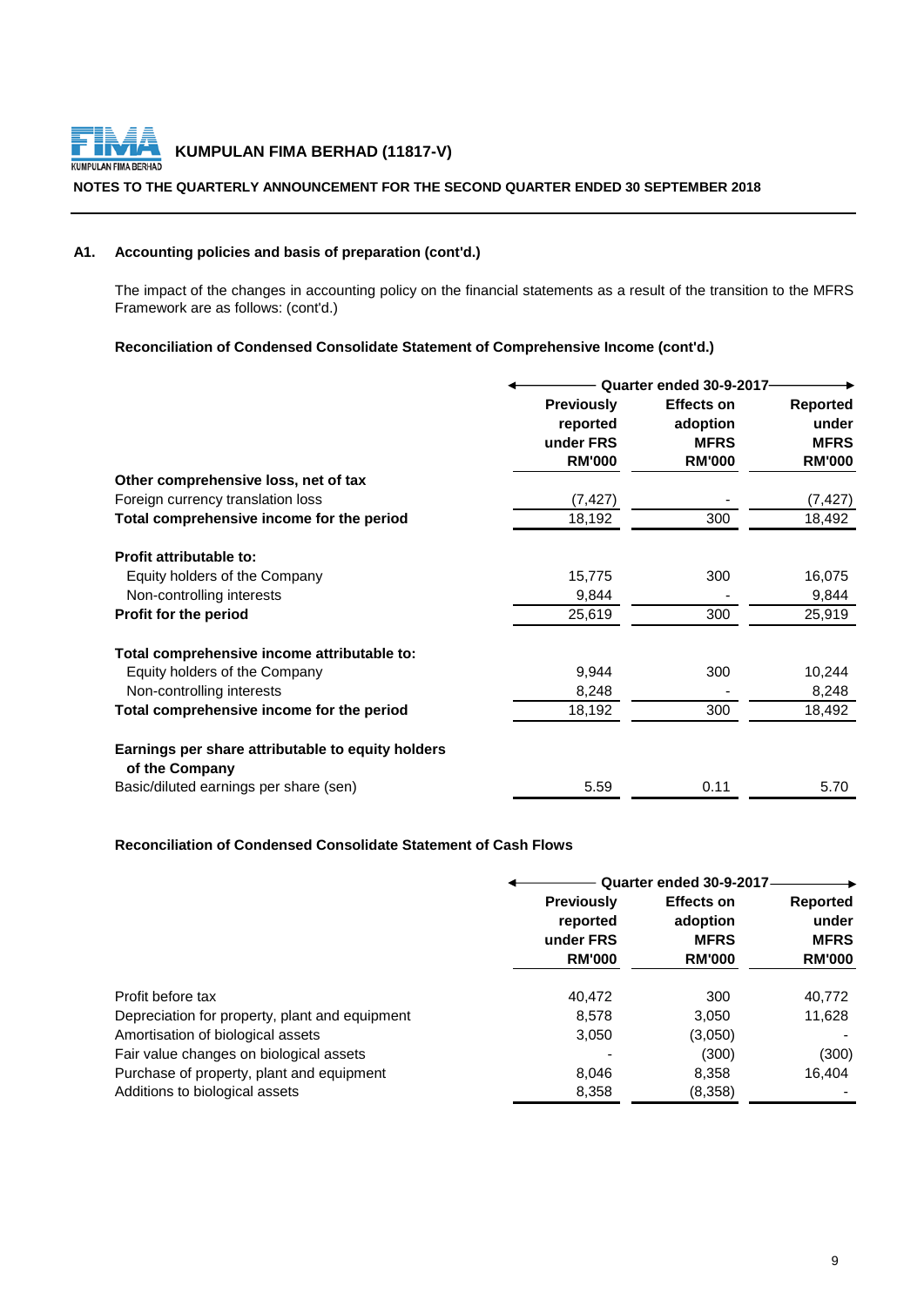**A1. Accounting policies and basis of preparation (cont'd.)**

The impact of the changes in accounting policy on the financial statements as a result of the transition to the MFRS Framework are as follows: (cont'd.)

**Reconciliation of Condensed Consolidate Statement of Comprehensive Income (cont'd.)**

| | Quarter ended 30-9-2017 | | |
|---|---|---|---|
| | **Previously reported under FRS RM'000** | **Effects on adoption MFRS RM'000** | **Reported under MFRS RM'000** |
| **Other comprehensive loss, net of tax** | | | |
| Foreign currency translation loss | (7,427) | - | (7,427) |
| **Total comprehensive income for the period** | 18,192 | 300 | 18,492 |
| | | | |
| **Profit attributable to:** | | | |
| Equity holders of the Company | 15,775 | 300 | 16,075 |
| Non-controlling interests | 9,844 | - | 9,844 |
| **Profit for the period** | 25,619 | 300 | 25,919 |
| | | | |
| **Total comprehensive income attributable to:** | | | |
| Equity holders of the Company | 9,944 | 300 | 10,244 |
| Non-controlling interests | 8,248 | - | 8,248 |
| **Total comprehensive income for the period** | 18,192 | 300 | 18,492 |
| | | | |
| **Earnings per share attributable to equity holders of the Company** | | | |
| Basic/diluted earnings per share (sen) | 5.59 | 0.11 | 5.70 |

**Reconciliation of Condensed Consolidate Statement of Cash Flows**

| | Quarter ended 30-9-2017 | | |
|---|---|---|---|
| | **Previously reported under FRS RM'000** | **Effects on adoption MFRS RM'000** | **Reported under MFRS RM'000** |
| Profit before tax | 40,472 | 300 | 40,772 |
| Depreciation for property, plant and equipment | 8,578 | 3,050 | 11,628 |
| Amortisation of biological assets | 3,050 | (3,050) | - |
| Fair value changes on biological assets | - | (300) | (300) |
| Purchase of property, plant and equipment | 8,046 | 8,358 | 16,404 |
| Additions to biological assets | 8,358 | (8,358) | - |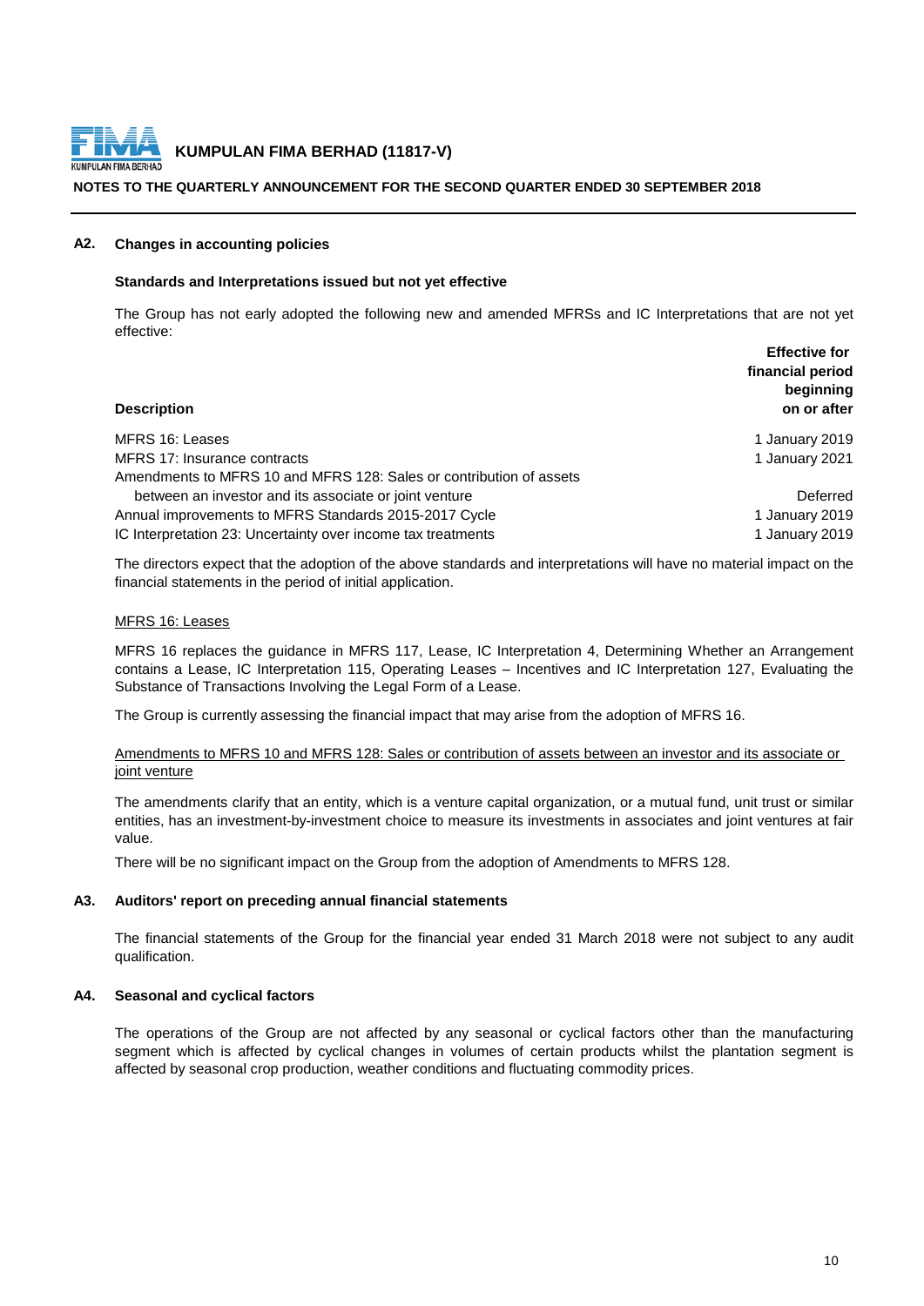## A2. Changes in accounting policies

**Standards and Interpretations issued but not yet effective**

The Group has not early adopted the following new and amended MFRSs and IC Interpretations that are not yet effective:

| Description | Effective for financial period beginning on or after |
|---|---|
| MFRS 16: Leases | 1 January 2019 |
| MFRS 17: Insurance contracts | 1 January 2021 |
| Amendments to MFRS 10 and MFRS 128: Sales or contribution of assets between an investor and its associate or joint venture | Deferred |
| Annual improvements to MFRS Standards 2015-2017 Cycle | 1 January 2019 |
| IC Interpretation 23: Uncertainty over income tax treatments | 1 January 2019 |

The directors expect that the adoption of the above standards and interpretations will have no material impact on the financial statements in the period of initial application.

MFRS 16: Leases

MFRS 16 replaces the guidance in MFRS 117, Lease, IC Interpretation 4, Determining Whether an Arrangement contains a Lease, IC Interpretation 115, Operating Leases – Incentives and IC Interpretation 127, Evaluating the Substance of Transactions Involving the Legal Form of a Lease.

The Group is currently assessing the financial impact that may arise from the adoption of MFRS 16.

Amendments to MFRS 10 and MFRS 128: Sales or contribution of assets between an investor and its associate or joint venture

The amendments clarify that an entity, which is a venture capital organization, or a mutual fund, unit trust or similar entities, has an investment-by-investment choice to measure its investments in associates and joint ventures at fair value.

There will be no significant impact on the Group from the adoption of Amendments to MFRS 128.

## A3. Auditors' report on preceding annual financial statements

The financial statements of the Group for the financial year ended 31 March 2018 were not subject to any audit qualification.

## A4. Seasonal and cyclical factors

The operations of the Group are not affected by any seasonal or cyclical factors other than the manufacturing segment which is affected by cyclical changes in volumes of certain products whilst the plantation segment is affected by seasonal crop production, weather conditions and fluctuating commodity prices.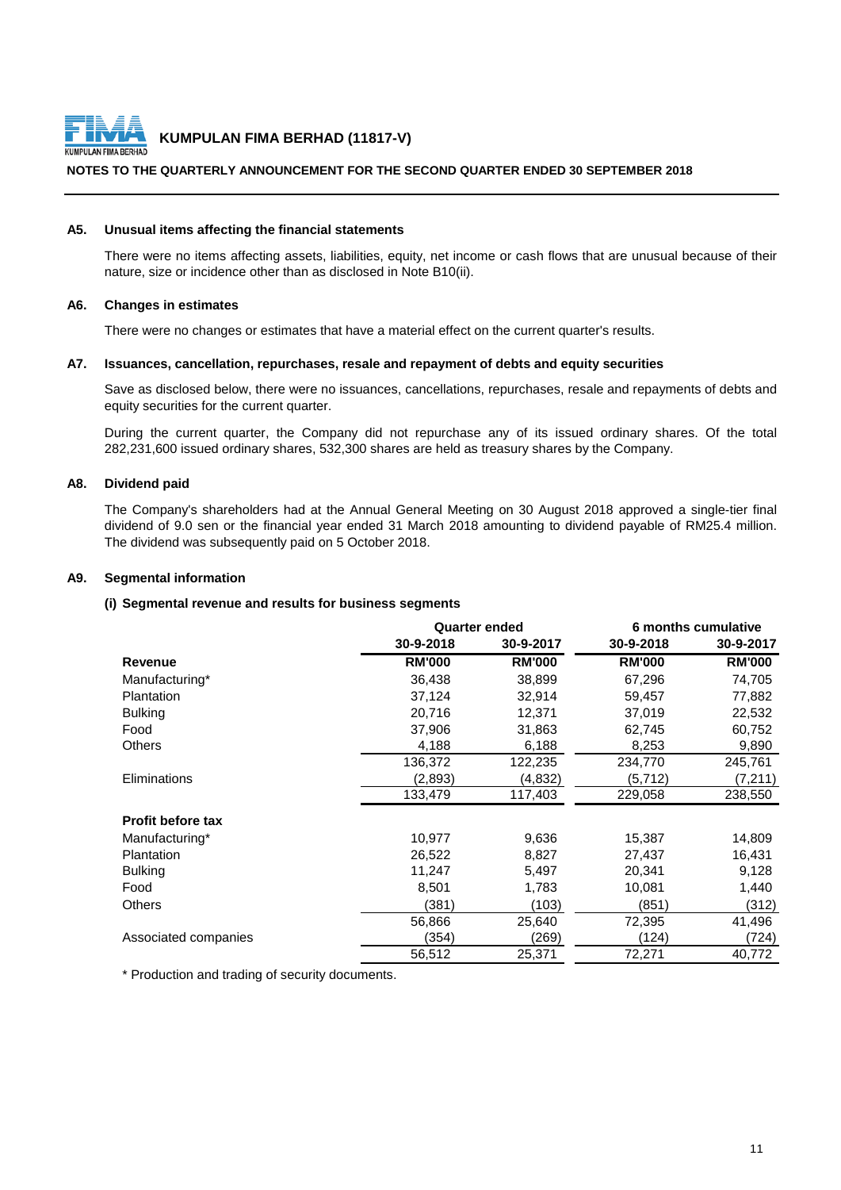**KUMPULAN FIMA BERHAD (11817-V)**

**NOTES TO THE QUARTERLY ANNOUNCEMENT FOR THE SECOND QUARTER ENDED 30 SEPTEMBER 2018**

### A5. Unusual items affecting the financial statements

There were no items affecting assets, liabilities, equity, net income or cash flows that are unusual because of their nature, size or incidence other than as disclosed in Note B10(ii).

### A6. Changes in estimates

There were no changes or estimates that have a material effect on the current quarter's results.

### A7. Issuances, cancellation, repurchases, resale and repayment of debts and equity securities

Save as disclosed below, there were no issuances, cancellations, repurchases, resale and repayments of debts and equity securities for the current quarter.

During the current quarter, the Company did not repurchase any of its issued ordinary shares. Of the total 282,231,600 issued ordinary shares, 532,300 shares are held as treasury shares by the Company.

### A8. Dividend paid

The Company's shareholders had at the Annual General Meeting on 30 August 2018 approved a single-tier final dividend of 9.0 sen or the financial year ended 31 March 2018 amounting to dividend payable of RM25.4 million. The dividend was subsequently paid on 5 October 2018.

### A9. Segmental information

**(i) Segmental revenue and results for business segments**

| | Quarter ended | | 6 months cumulative | |
|---|---|---|---|---|
| | 30-9-2018 | 30-9-2017 | 30-9-2018 | 30-9-2017 |
| **Revenue** | **RM'000** | **RM'000** | **RM'000** | **RM'000** |
| Manufacturing* | 36,438 | 38,899 | 67,296 | 74,705 |
| Plantation | 37,124 | 32,914 | 59,457 | 77,882 |
| Bulking | 20,716 | 12,371 | 37,019 | 22,532 |
| Food | 37,906 | 31,863 | 62,745 | 60,752 |
| Others | 4,188 | 6,188 | 8,253 | 9,890 |
| | 136,372 | 122,235 | 234,770 | 245,761 |
| Eliminations | (2,893) | (4,832) | (5,712) | (7,211) |
| | 133,479 | 117,403 | 229,058 | 238,550 |
| **Profit before tax** | | | | |
| Manufacturing* | 10,977 | 9,636 | 15,387 | 14,809 |
| Plantation | 26,522 | 8,827 | 27,437 | 16,431 |
| Bulking | 11,247 | 5,497 | 20,341 | 9,128 |
| Food | 8,501 | 1,783 | 10,081 | 1,440 |
| Others | (381) | (103) | (851) | (312) |
| | 56,866 | 25,640 | 72,395 | 41,496 |
| Associated companies | (354) | (269) | (124) | (724) |
| | 56,512 | 25,371 | 72,271 | 40,772 |

* Production and trading of security documents.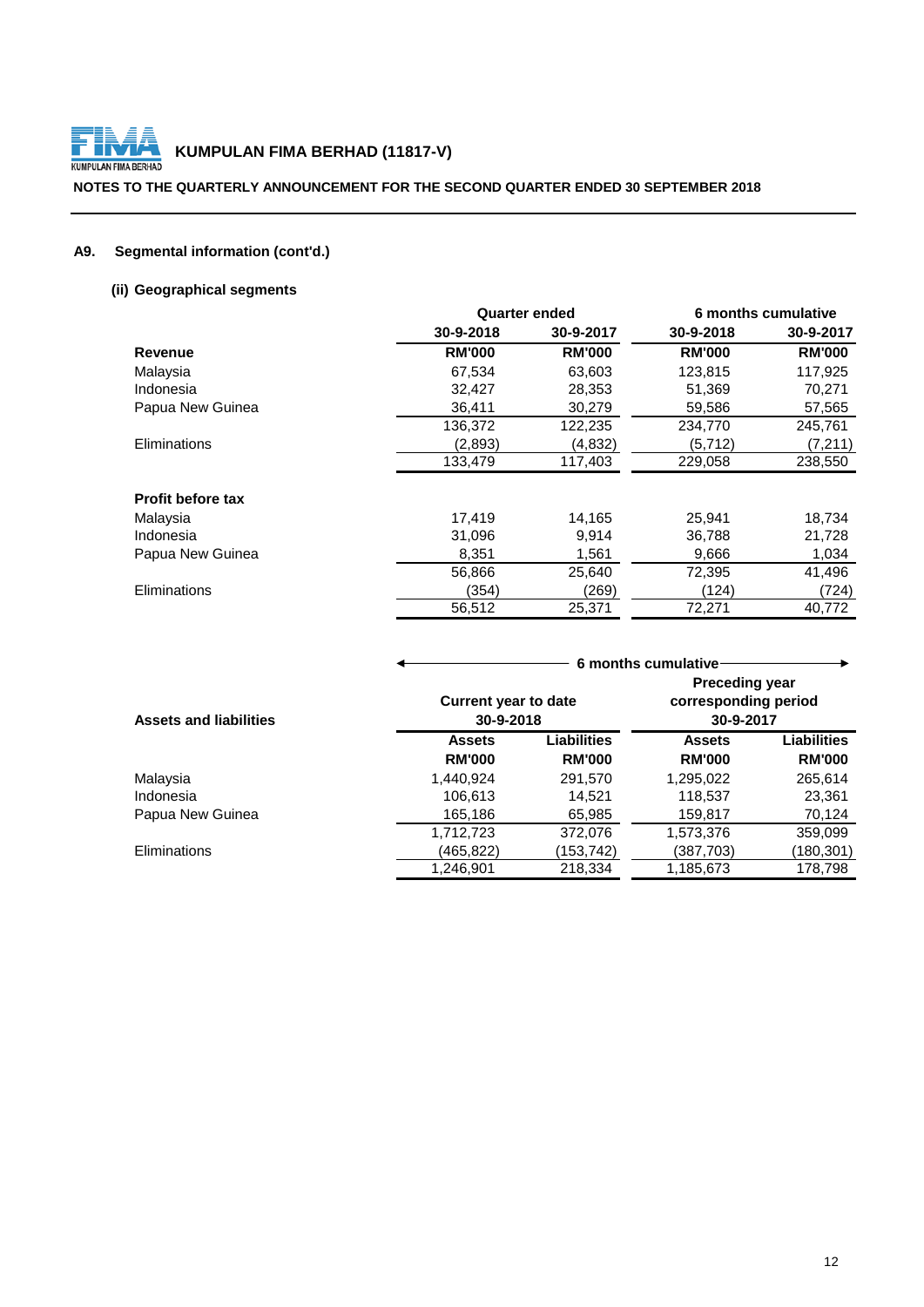**KUMPULAN FIMA BERHAD (11817-V)**

**NOTES TO THE QUARTERLY ANNOUNCEMENT FOR THE SECOND QUARTER ENDED 30 SEPTEMBER 2018**

## A9. Segmental information (cont'd.)

### (ii) Geographical segments

| | Quarter ended | | 6 months cumulative | |
|---|---|---|---|---|
| | 30-9-2018 | 30-9-2017 | 30-9-2018 | 30-9-2017 |
| **Revenue** | **RM'000** | **RM'000** | **RM'000** | **RM'000** |
| Malaysia | 67,534 | 63,603 | 123,815 | 117,925 |
| Indonesia | 32,427 | 28,353 | 51,369 | 70,271 |
| Papua New Guinea | 36,411 | 30,279 | 59,586 | 57,565 |
| | 136,372 | 122,235 | 234,770 | 245,761 |
| Eliminations | (2,893) | (4,832) | (5,712) | (7,211) |
| | 133,479 | 117,403 | 229,058 | 238,550 |
| **Profit before tax** | | | | |
| Malaysia | 17,419 | 14,165 | 25,941 | 18,734 |
| Indonesia | 31,096 | 9,914 | 36,788 | 21,728 |
| Papua New Guinea | 8,351 | 1,561 | 9,666 | 1,034 |
| | 56,866 | 25,640 | 72,395 | 41,496 |
| Eliminations | (354) | (269) | (124) | (724) |
| | 56,512 | 25,371 | 72,271 | 40,772 |

| | 6 months cumulative | | | |
|---|---|---|---|---|
| | Current year to date 30-9-2018 | | Preceding year corresponding period 30-9-2017 | |
| **Assets and liabilities** | **Assets RM'000** | **Liabilities RM'000** | **Assets RM'000** | **Liabilities RM'000** |
| Malaysia | 1,440,924 | 291,570 | 1,295,022 | 265,614 |
| Indonesia | 106,613 | 14,521 | 118,537 | 23,361 |
| Papua New Guinea | 165,186 | 65,985 | 159,817 | 70,124 |
| | 1,712,723 | 372,076 | 1,573,376 | 359,099 |
| Eliminations | (465,822) | (153,742) | (387,703) | (180,301) |
| | 1,246,901 | 218,334 | 1,185,673 | 178,798 |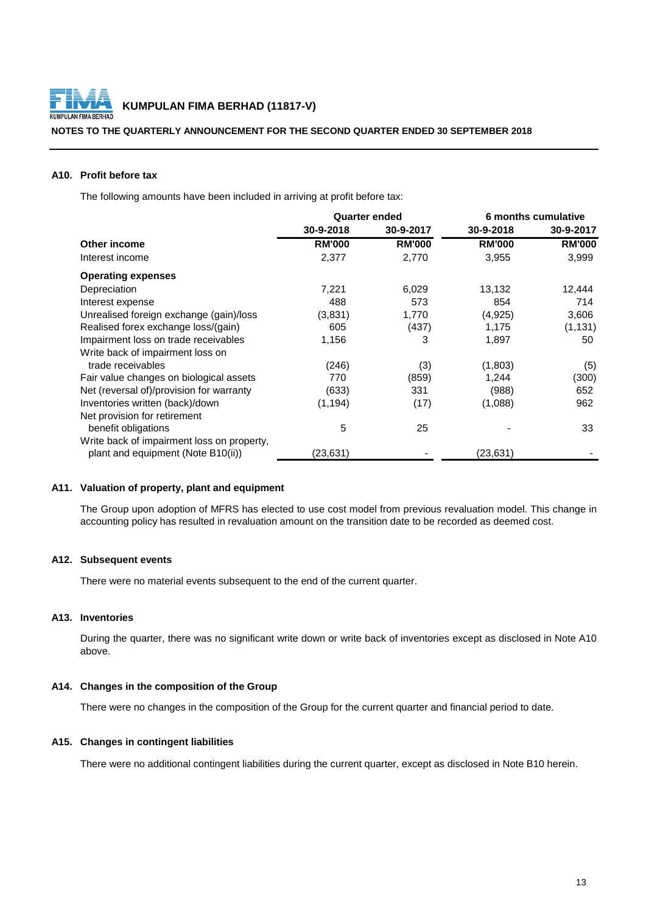**KUMPULAN FIMA BERHAD (11817-V)**

**NOTES TO THE QUARTERLY ANNOUNCEMENT FOR THE SECOND QUARTER ENDED 30 SEPTEMBER 2018**

### A10. Profit before tax

The following amounts have been included in arriving at profit before tax:

| | Quarter ended | | 6 months cumulative | |
|---|---|---|---|---|
| | 30-9-2018 | 30-9-2017 | 30-9-2018 | 30-9-2017 |
| **Other income** | **RM'000** | **RM'000** | **RM'000** | **RM'000** |
| Interest income | 2,377 | 2,770 | 3,955 | 3,999 |
| **Operating expenses** | | | | |
| Depreciation | 7,221 | 6,029 | 13,132 | 12,444 |
| Interest expense | 488 | 573 | 854 | 714 |
| Unrealised foreign exchange (gain)/loss | (3,831) | 1,770 | (4,925) | 3,606 |
| Realised forex exchange loss/(gain) | 605 | (437) | 1,175 | (1,131) |
| Impairment loss on trade receivables | 1,156 | 3 | 1,897 | 50 |
| Write back of impairment loss on trade receivables | (246) | (3) | (1,803) | (5) |
| Fair value changes on biological assets | 770 | (859) | 1,244 | (300) |
| Net (reversal of)/provision for warranty | (633) | 331 | (988) | 652 |
| Inventories written (back)/down | (1,194) | (17) | (1,088) | 962 |
| Net provision for retirement benefit obligations | 5 | 25 | - | 33 |
| Write back of impairment loss on property, plant and equipment (Note B10(ii)) | (23,631) | - | (23,631) | - |

### A11. Valuation of property, plant and equipment

The Group upon adoption of MFRS has elected to use cost model from previous revaluation model. This change in accounting policy has resulted in revaluation amount on the transition date to be recorded as deemed cost.

### A12. Subsequent events

There were no material events subsequent to the end of the current quarter.

### A13. Inventories

During the quarter, there was no significant write down or write back of inventories except as disclosed in Note A10 above.

### A14. Changes in the composition of the Group

There were no changes in the composition of the Group for the current quarter and financial period to date.

### A15. Changes in contingent liabilities

There were no additional contingent liabilities during the current quarter, except as disclosed in Note B10 herein.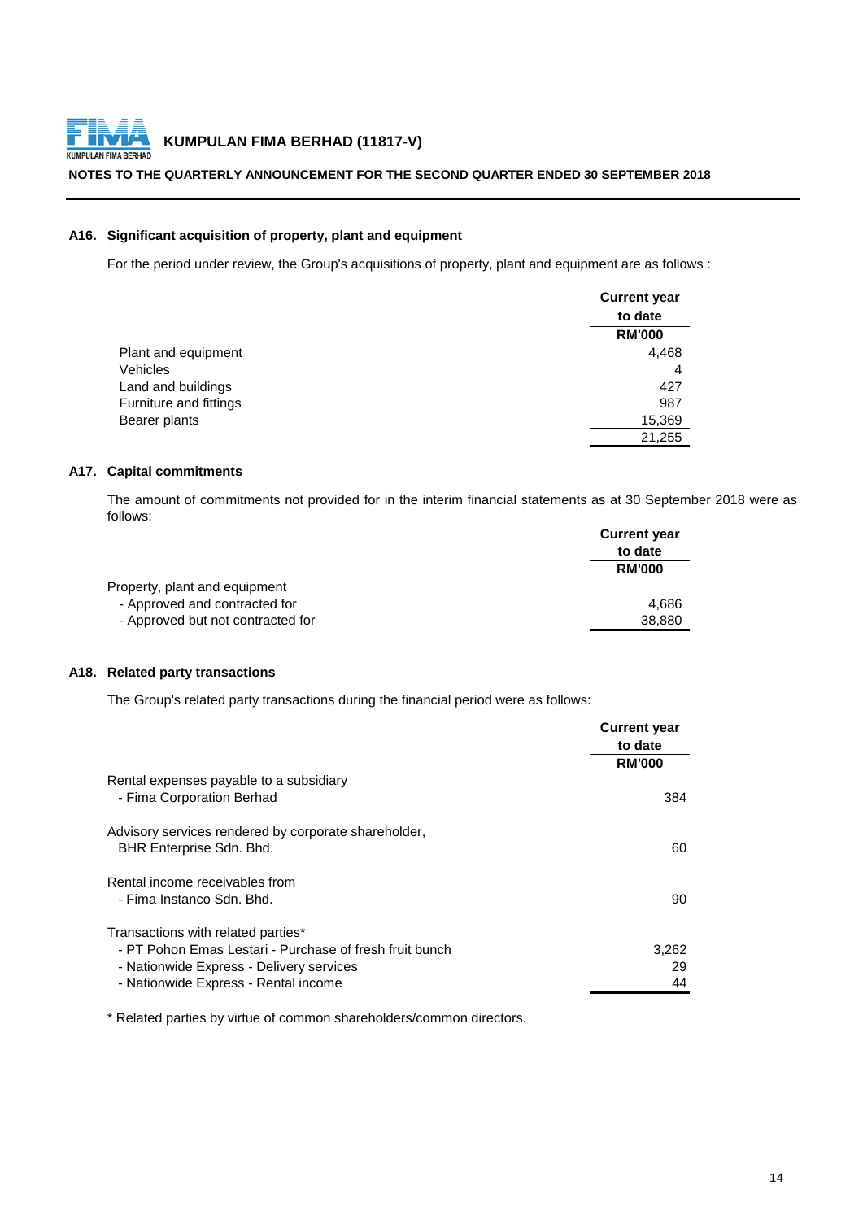# KUMPULAN FIMA BERHAD (11817-V)

**NOTES TO THE QUARTERLY ANNOUNCEMENT FOR THE SECOND QUARTER ENDED 30 SEPTEMBER 2018**

### A16. Significant acquisition of property, plant and equipment

For the period under review, the Group's acquisitions of property, plant and equipment are as follows :

| | Current year to date |
|---|---|
| | RM'000 |
| Plant and equipment | 4,468 |
| Vehicles | 4 |
| Land and buildings | 427 |
| Furniture and fittings | 987 |
| Bearer plants | 15,369 |
| | 21,255 |

### A17. Capital commitments

The amount of commitments not provided for in the interim financial statements as at 30 September 2018 were as follows:

| | Current year to date |
|---|---|
| | RM'000 |
| Property, plant and equipment | |
| - Approved and contracted for | 4,686 |
| - Approved but not contracted for | 38,880 |

### A18. Related party transactions

The Group's related party transactions during the financial period were as follows:

| | Current year to date |
|---|---|
| | RM'000 |
| Rental expenses payable to a subsidiary | |
| - Fima Corporation Berhad | 384 |
| Advisory services rendered by corporate shareholder, | |
| BHR Enterprise Sdn. Bhd. | 60 |
| Rental income receivables from | |
| - Fima Instanco Sdn. Bhd. | 90 |
| Transactions with related parties* | |
| - PT Pohon Emas Lestari - Purchase of fresh fruit bunch | 3,262 |
| - Nationwide Express - Delivery services | 29 |
| - Nationwide Express - Rental income | 44 |

* Related parties by virtue of common shareholders/common directors.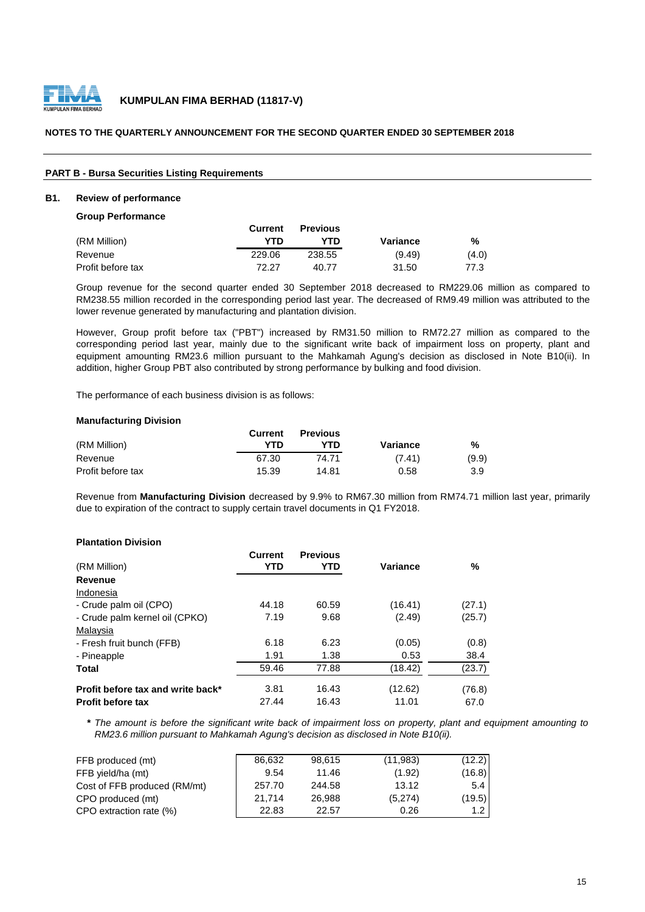**KUMPULAN FIMA BERHAD (11817-V)**

**NOTES TO THE QUARTERLY ANNOUNCEMENT FOR THE SECOND QUARTER ENDED 30 SEPTEMBER 2018**

**PART B - Bursa Securities Listing Requirements**

## B1. Review of performance

**Group Performance**

| (RM Million) | Current YTD | Previous YTD | Variance | % |
|---|---|---|---|---|
| Revenue | 229.06 | 238.55 | (9.49) | (4.0) |
| Profit before tax | 72.27 | 40.77 | 31.50 | 77.3 |

Group revenue for the second quarter ended 30 September 2018 decreased to RM229.06 million as compared to RM238.55 million recorded in the corresponding period last year. The decreased of RM9.49 million was attributed to the lower revenue generated by manufacturing and plantation division.

However, Group profit before tax ("PBT") increased by RM31.50 million to RM72.27 million as compared to the corresponding period last year, mainly due to the significant write back of impairment loss on property, plant and equipment amounting RM23.6 million pursuant to the Mahkamah Agung's decision as disclosed in Note B10(ii). In addition, higher Group PBT also contributed by strong performance by bulking and food division.

The performance of each business division is as follows:

**Manufacturing Division**

| (RM Million) | Current YTD | Previous YTD | Variance | % |
|---|---|---|---|---|
| Revenue | 67.30 | 74.71 | (7.41) | (9.9) |
| Profit before tax | 15.39 | 14.81 | 0.58 | 3.9 |

Revenue from **Manufacturing Division** decreased by 9.9% to RM67.30 million from RM74.71 million last year, primarily due to expiration of the contract to supply certain travel documents in Q1 FY2018.

**Plantation Division**

| (RM Million) | Current YTD | Previous YTD | Variance | % |
|---|---|---|---|---|
| **Revenue** | | | | |
| Indonesia | | | | |
| - Crude palm oil (CPO) | 44.18 | 60.59 | (16.41) | (27.1) |
| - Crude palm kernel oil (CPKO) | 7.19 | 9.68 | (2.49) | (25.7) |
| Malaysia | | | | |
| - Fresh fruit bunch (FFB) | 6.18 | 6.23 | (0.05) | (0.8) |
| - Pineapple | 1.91 | 1.38 | 0.53 | 38.4 |
| **Total** | 59.46 | 77.88 | (18.42) | (23.7) |
| **Profit before tax and write back*** | 3.81 | 16.43 | (12.62) | (76.8) |
| **Profit before tax** | 27.44 | 16.43 | 11.01 | 67.0 |

*\* The amount is before the significant write back of impairment loss on property, plant and equipment amounting to RM23.6 million pursuant to Mahkamah Agung's decision as disclosed in Note B10(ii).*

| | Current YTD | Previous YTD | Variance | % |
|---|---|---|---|---|
| FFB produced (mt) | 86,632 | 98,615 | (11,983) | (12.2) |
| FFB yield/ha (mt) | 9.54 | 11.46 | (1.92) | (16.8) |
| Cost of FFB produced (RM/mt) | 257.70 | 244.58 | 13.12 | 5.4 |
| CPO produced (mt) | 21,714 | 26,988 | (5,274) | (19.5) |
| CPO extraction rate (%) | 22.83 | 22.57 | 0.26 | 1.2 |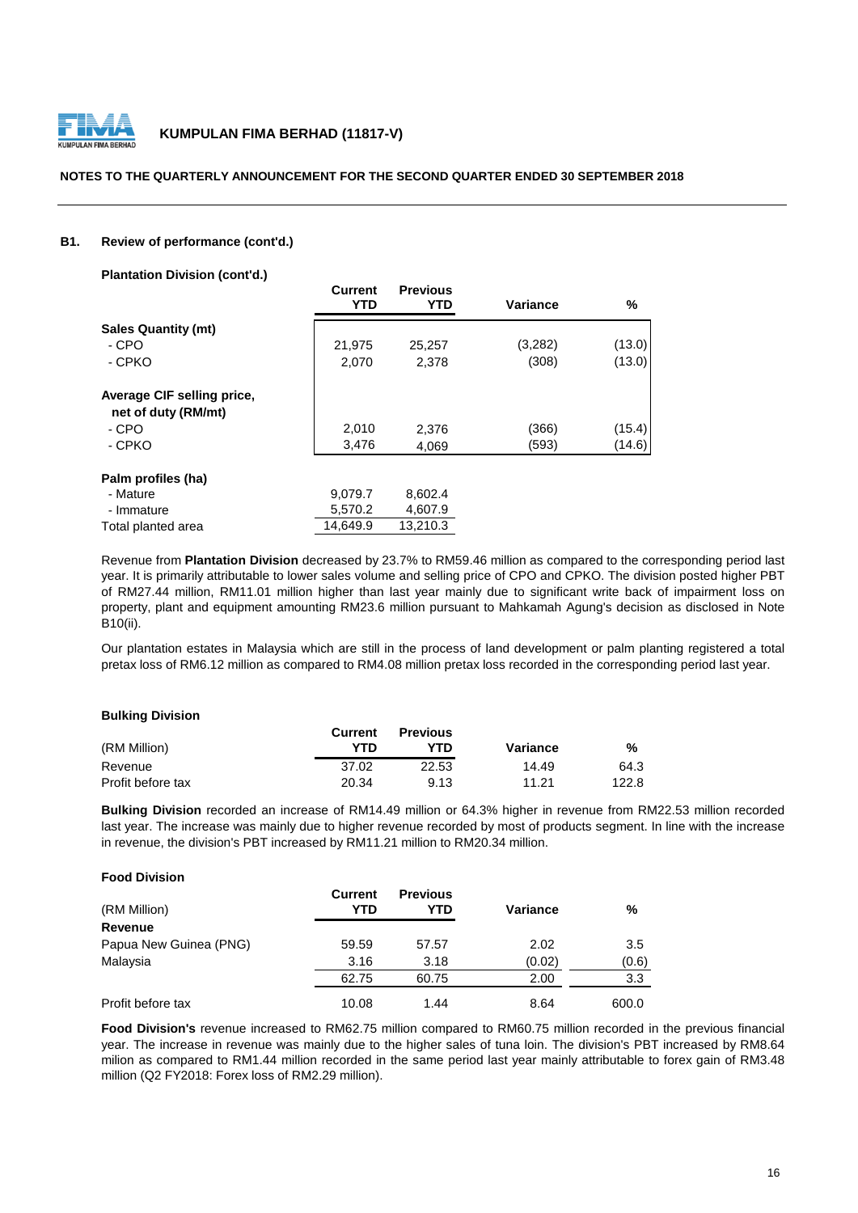### B1. Review of performance (cont'd.)

**Plantation Division (cont'd.)**

| | Current YTD | Previous YTD | Variance | % |
|---|---|---|---|---|
| **Sales Quantity (mt)** | | | | |
| - CPO | 21,975 | 25,257 | (3,282) | (13.0) |
| - CPKO | 2,070 | 2,378 | (308) | (13.0) |
| **Average CIF selling price, net of duty (RM/mt)** | | | | |
| - CPO | 2,010 | 2,376 | (366) | (15.4) |
| - CPKO | 3,476 | 4,069 | (593) | (14.6) |
| **Palm profiles (ha)** | | | | |
| - Mature | 9,079.7 | 8,602.4 | | |
| - Immature | 5,570.2 | 4,607.9 | | |
| Total planted area | 14,649.9 | 13,210.3 | | |

Revenue from **Plantation Division** decreased by 23.7% to RM59.46 million as compared to the corresponding period last year. It is primarily attributable to lower sales volume and selling price of CPO and CPKO. The division posted higher PBT of RM27.44 million, RM11.01 million higher than last year mainly due to significant write back of impairment loss on property, plant and equipment amounting RM23.6 million pursuant to Mahkamah Agung's decision as disclosed in Note B10(ii).

Our plantation estates in Malaysia which are still in the process of land development or palm planting registered a total pretax loss of RM6.12 million as compared to RM4.08 million pretax loss recorded in the corresponding period last year.

**Bulking Division**

| (RM Million) | Current YTD | Previous YTD | Variance | % |
|---|---|---|---|---|
| Revenue | 37.02 | 22.53 | 14.49 | 64.3 |
| Profit before tax | 20.34 | 9.13 | 11.21 | 122.8 |

**Bulking Division** recorded an increase of RM14.49 million or 64.3% higher in revenue from RM22.53 million recorded last year. The increase was mainly due to higher revenue recorded by most of products segment. In line with the increase in revenue, the division's PBT increased by RM11.21 million to RM20.34 million.

**Food Division**

| (RM Million) | Current YTD | Previous YTD | Variance | % |
|---|---|---|---|---|
| **Revenue** | | | | |
| Papua New Guinea (PNG) | 59.59 | 57.57 | 2.02 | 3.5 |
| Malaysia | 3.16 | 3.18 | (0.02) | (0.6) |
| | 62.75 | 60.75 | 2.00 | 3.3 |
| Profit before tax | 10.08 | 1.44 | 8.64 | 600.0 |

**Food Division's** revenue increased to RM62.75 million compared to RM60.75 million recorded in the previous financial year. The increase in revenue was mainly due to the higher sales of tuna loin. The division's PBT increased by RM8.64 milion as compared to RM1.44 million recorded in the same period last year mainly attributable to forex gain of RM3.48 million (Q2 FY2018: Forex loss of RM2.29 million).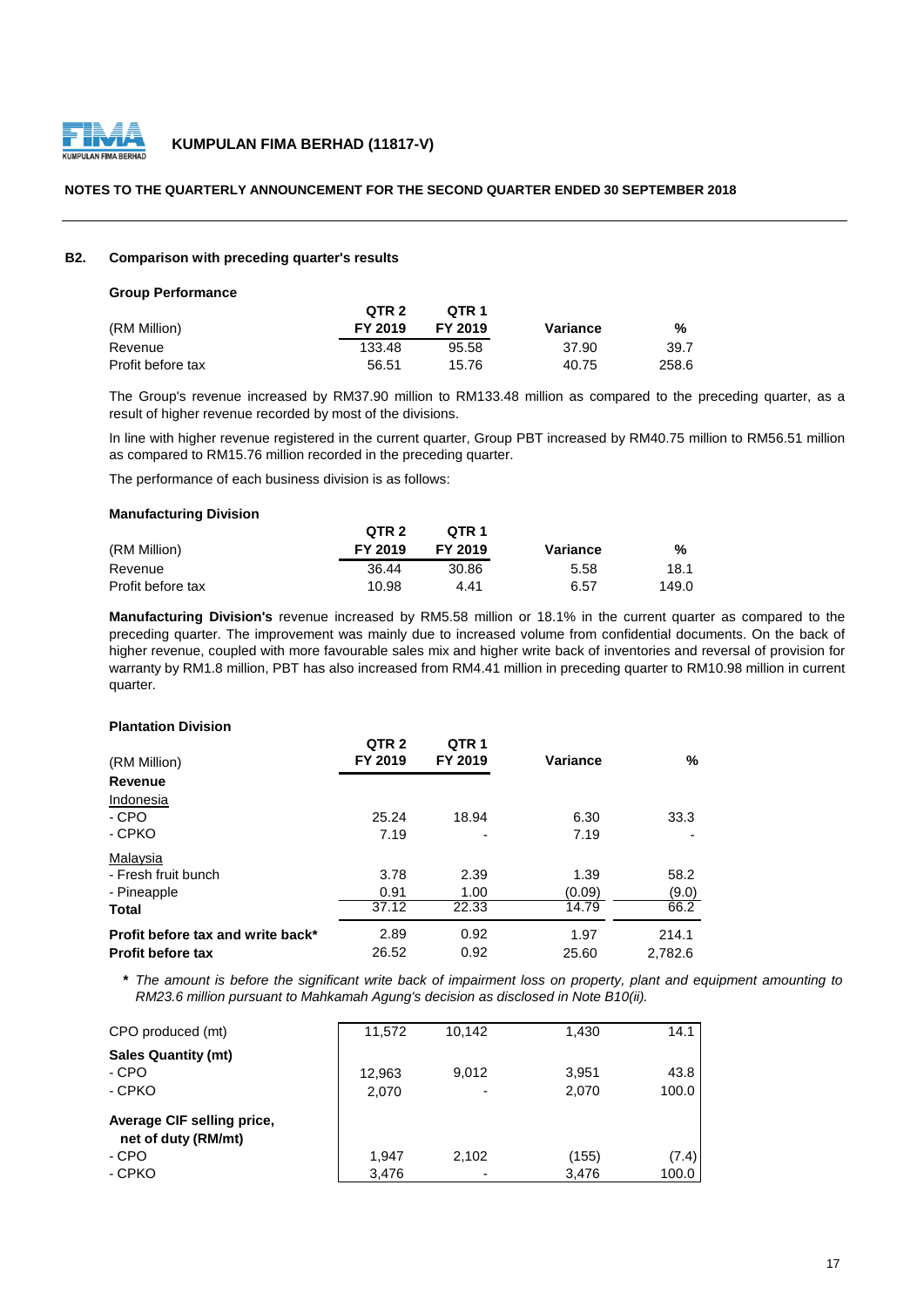**NOTES TO THE QUARTERLY ANNOUNCEMENT FOR THE SECOND QUARTER ENDED 30 SEPTEMBER 2018**

## B2. Comparison with preceding quarter's results

### Group Performance

| (RM Million) | QTR 2 FY 2019 | QTR 1 FY 2019 | Variance | % |
|---|---|---|---|---|
| Revenue | 133.48 | 95.58 | 37.90 | 39.7 |
| Profit before tax | 56.51 | 15.76 | 40.75 | 258.6 |

The Group's revenue increased by RM37.90 million to RM133.48 million as compared to the preceding quarter, as a result of higher revenue recorded by most of the divisions.

In line with higher revenue registered in the current quarter, Group PBT increased by RM40.75 million to RM56.51 million as compared to RM15.76 million recorded in the preceding quarter.

The performance of each business division is as follows:

### Manufacturing Division

| (RM Million) | QTR 2 FY 2019 | QTR 1 FY 2019 | Variance | % |
|---|---|---|---|---|
| Revenue | 36.44 | 30.86 | 5.58 | 18.1 |
| Profit before tax | 10.98 | 4.41 | 6.57 | 149.0 |

**Manufacturing Division's** revenue increased by RM5.58 million or 18.1% in the current quarter as compared to the preceding quarter. The improvement was mainly due to increased volume from confidential documents. On the back of higher revenue, coupled with more favourable sales mix and higher write back of inventories and reversal of provision for warranty by RM1.8 million, PBT has also increased from RM4.41 million in preceding quarter to RM10.98 million in current quarter.

### Plantation Division

| (RM Million) | QTR 2 FY 2019 | QTR 1 FY 2019 | Variance | % |
|---|---|---|---|---|
| **Revenue** | | | | |
| Indonesia | | | | |
| - CPO | 25.24 | 18.94 | 6.30 | 33.3 |
| - CPKO | 7.19 | - | 7.19 | - |
| Malaysia | | | | |
| - Fresh fruit bunch | 3.78 | 2.39 | 1.39 | 58.2 |
| - Pineapple | 0.91 | 1.00 | (0.09) | (9.0) |
| **Total** | 37.12 | 22.33 | 14.79 | 66.2 |
| **Profit before tax and write back*** | 2.89 | 0.92 | 1.97 | 214.1 |
| **Profit before tax** | 26.52 | 0.92 | 25.60 | 2,782.6 |

*\* The amount is before the significant write back of impairment loss on property, plant and equipment amounting to RM23.6 million pursuant to Mahkamah Agung's decision as disclosed in Note B10(ii).*

| | QTR 2 FY 2019 | QTR 1 FY 2019 | Variance | % |
|---|---|---|---|---|
| CPO produced (mt) | 11,572 | 10,142 | 1,430 | 14.1 |
| **Sales Quantity (mt)** | | | | |
| - CPO | 12,963 | 9,012 | 3,951 | 43.8 |
| - CPKO | 2,070 | - | 2,070 | 100.0 |
| **Average CIF selling price, net of duty (RM/mt)** | | | | |
| - CPO | 1,947 | 2,102 | (155) | (7.4) |
| - CPKO | 3,476 | - | 3,476 | 100.0 |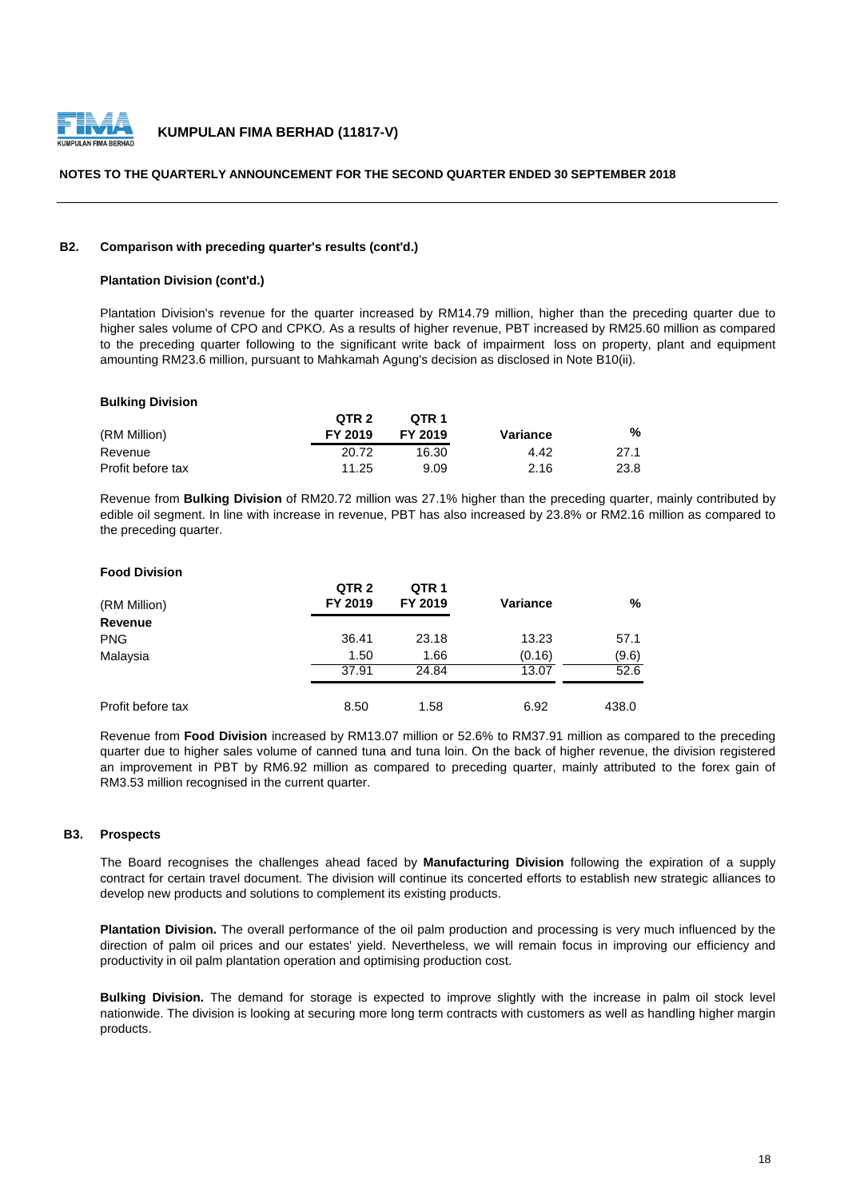### B2. Comparison with preceding quarter's results (cont'd.)

**Plantation Division (cont'd.)**

Plantation Division's revenue for the quarter increased by RM14.79 million, higher than the preceding quarter due to higher sales volume of CPO and CPKO. As a results of higher revenue, PBT increased by RM25.60 million as compared to the preceding quarter following to the significant write back of impairment loss on property, plant and equipment amounting RM23.6 million, pursuant to Mahkamah Agung's decision as disclosed in Note B10(ii).

**Bulking Division**

| (RM Million) | QTR 2 FY 2019 | QTR 1 FY 2019 | Variance | % |
|---|---|---|---|---|
| Revenue | 20.72 | 16.30 | 4.42 | 27.1 |
| Profit before tax | 11.25 | 9.09 | 2.16 | 23.8 |

Revenue from **Bulking Division** of RM20.72 million was 27.1% higher than the preceding quarter, mainly contributed by edible oil segment. In line with increase in revenue, PBT has also increased by 23.8% or RM2.16 million as compared to the preceding quarter.

**Food Division**

| (RM Million) | QTR 2 FY 2019 | QTR 1 FY 2019 | Variance | % |
|---|---|---|---|---|
| **Revenue** | | | | |
| PNG | 36.41 | 23.18 | 13.23 | 57.1 |
| Malaysia | 1.50 | 1.66 | (0.16) | (9.6) |
| | 37.91 | 24.84 | 13.07 | 52.6 |
| Profit before tax | 8.50 | 1.58 | 6.92 | 438.0 |

Revenue from **Food Division** increased by RM13.07 million or 52.6% to RM37.91 million as compared to the preceding quarter due to higher sales volume of canned tuna and tuna loin. On the back of higher revenue, the division registered an improvement in PBT by RM6.92 million as compared to preceding quarter, mainly attributed to the forex gain of RM3.53 million recognised in the current quarter.

### B3. Prospects

The Board recognises the challenges ahead faced by **Manufacturing Division** following the expiration of a supply contract for certain travel document. The division will continue its concerted efforts to establish new strategic alliances to develop new products and solutions to complement its existing products.

**Plantation Division.** The overall performance of the oil palm production and processing is very much influenced by the direction of palm oil prices and our estates' yield. Nevertheless, we will remain focus in improving our efficiency and productivity in oil palm plantation operation and optimising production cost.

**Bulking Division.** The demand for storage is expected to improve slightly with the increase in palm oil stock level nationwide. The division is looking at securing more long term contracts with customers as well as handling higher margin products.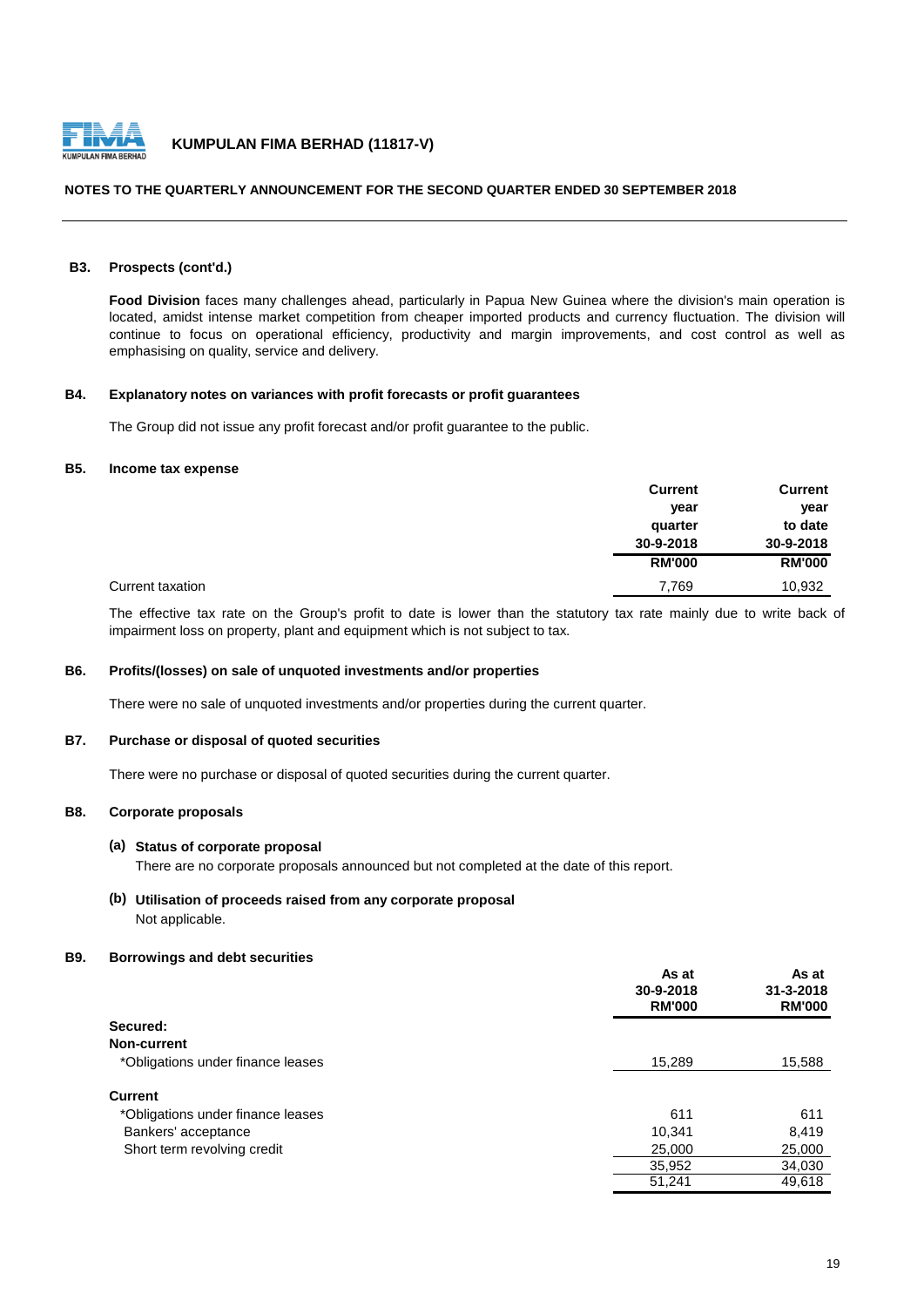### B3. Prospects (cont'd.)

**Food Division** faces many challenges ahead, particularly in Papua New Guinea where the division's main operation is located, amidst intense market competition from cheaper imported products and currency fluctuation. The division will continue to focus on operational efficiency, productivity and margin improvements, and cost control as well as emphasising on quality, service and delivery.

### B4. Explanatory notes on variances with profit forecasts or profit guarantees

The Group did not issue any profit forecast and/or profit guarantee to the public.

### B5. Income tax expense

| | Current year quarter 30-9-2018 RM'000 | Current year to date 30-9-2018 RM'000 |
|---|---|---|
| Current taxation | 7,769 | 10,932 |

The effective tax rate on the Group's profit to date is lower than the statutory tax rate mainly due to write back of impairment loss on property, plant and equipment which is not subject to tax.

### B6. Profits/(losses) on sale of unquoted investments and/or properties

There were no sale of unquoted investments and/or properties during the current quarter.

### B7. Purchase or disposal of quoted securities

There were no purchase or disposal of quoted securities during the current quarter.

### B8. Corporate proposals

**(a) Status of corporate proposal**

There are no corporate proposals announced but not completed at the date of this report.

**(b) Utilisation of proceeds raised from any corporate proposal**

Not applicable.

### B9. Borrowings and debt securities

| | As at 30-9-2018 RM'000 | As at 31-3-2018 RM'000 |
|---|---|---|
| **Secured:** | | |
| **Non-current** | | |
| *Obligations under finance leases | 15,289 | 15,588 |
| **Current** | | |
| *Obligations under finance leases | 611 | 611 |
| Bankers' acceptance | 10,341 | 8,419 |
| Short term revolving credit | 25,000 | 25,000 |
| | 35,952 | 34,030 |
| | 51,241 | 49,618 |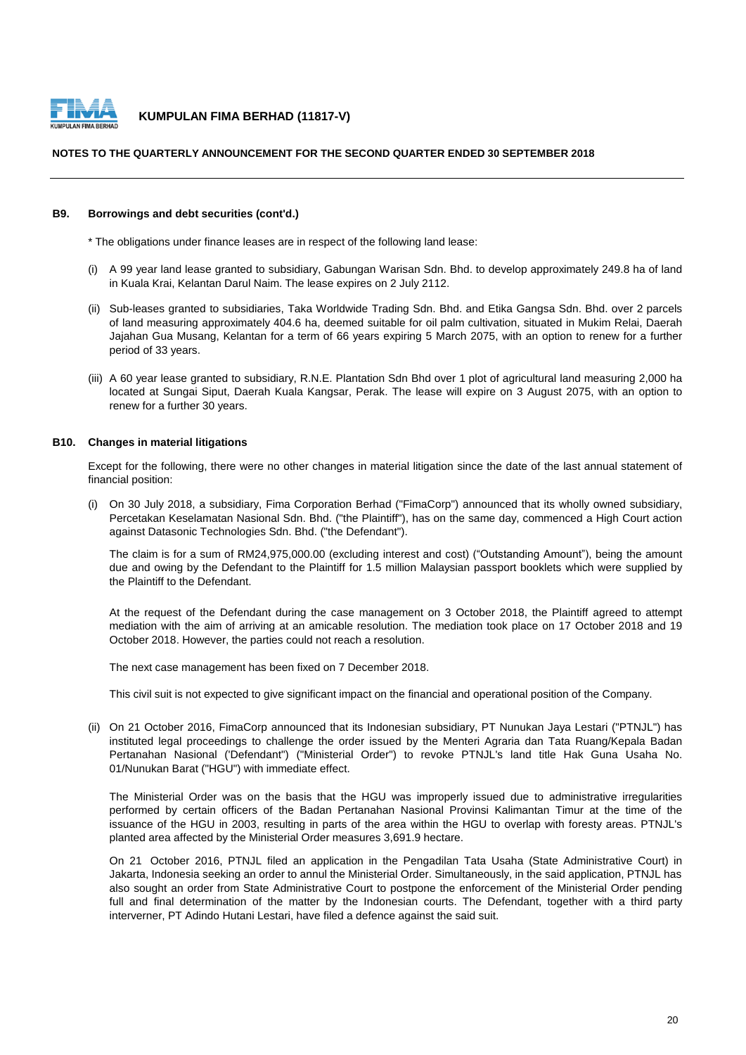## B9. Borrowings and debt securities (cont'd.)

* The obligations under finance leases are in respect of the following land lease:

(i) A 99 year land lease granted to subsidiary, Gabungan Warisan Sdn. Bhd. to develop approximately 249.8 ha of land in Kuala Krai, Kelantan Darul Naim. The lease expires on 2 July 2112.

(ii) Sub-leases granted to subsidiaries, Taka Worldwide Trading Sdn. Bhd. and Etika Gangsa Sdn. Bhd. over 2 parcels of land measuring approximately 404.6 ha, deemed suitable for oil palm cultivation, situated in Mukim Relai, Daerah Jajahan Gua Musang, Kelantan for a term of 66 years expiring 5 March 2075, with an option to renew for a further period of 33 years.

(iii) A 60 year lease granted to subsidiary, R.N.E. Plantation Sdn Bhd over 1 plot of agricultural land measuring 2,000 ha located at Sungai Siput, Daerah Kuala Kangsar, Perak. The lease will expire on 3 August 2075, with an option to renew for a further 30 years.

## B10. Changes in material litigations

Except for the following, there were no other changes in material litigation since the date of the last annual statement of financial position:

(i) On 30 July 2018, a subsidiary, Fima Corporation Berhad ("FimaCorp") announced that its wholly owned subsidiary, Percetakan Keselamatan Nasional Sdn. Bhd. ("the Plaintiff"), has on the same day, commenced a High Court action against Datasonic Technologies Sdn. Bhd. ("the Defendant").

The claim is for a sum of RM24,975,000.00 (excluding interest and cost) ("Outstanding Amount"), being the amount due and owing by the Defendant to the Plaintiff for 1.5 million Malaysian passport booklets which were supplied by the Plaintiff to the Defendant.

At the request of the Defendant during the case management on 3 October 2018, the Plaintiff agreed to attempt mediation with the aim of arriving at an amicable resolution. The mediation took place on 17 October 2018 and 19 October 2018. However, the parties could not reach a resolution.

The next case management has been fixed on 7 December 2018.

This civil suit is not expected to give significant impact on the financial and operational position of the Company.

(ii) On 21 October 2016, FimaCorp announced that its Indonesian subsidiary, PT Nunukan Jaya Lestari ("PTNJL") has instituted legal proceedings to challenge the order issued by the Menteri Agraria dan Tata Ruang/Kepala Badan Pertanahan Nasional ('Defendant") ("Ministerial Order") to revoke PTNJL's land title Hak Guna Usaha No. 01/Nunukan Barat ("HGU") with immediate effect.

The Ministerial Order was on the basis that the HGU was improperly issued due to administrative irregularities performed by certain officers of the Badan Pertanahan Nasional Provinsi Kalimantan Timur at the time of the issuance of the HGU in 2003, resulting in parts of the area within the HGU to overlap with foresty areas. PTNJL's planted area affected by the Ministerial Order measures 3,691.9 hectare.

On 21 October 2016, PTNJL filed an application in the Pengadilan Tata Usaha (State Administrative Court) in Jakarta, Indonesia seeking an order to annul the Ministerial Order. Simultaneously, in the said application, PTNJL has also sought an order from State Administrative Court to postpone the enforcement of the Ministerial Order pending full and final determination of the matter by the Indonesian courts. The Defendant, together with a third party interverner, PT Adindo Hutani Lestari, have filed a defence against the said suit.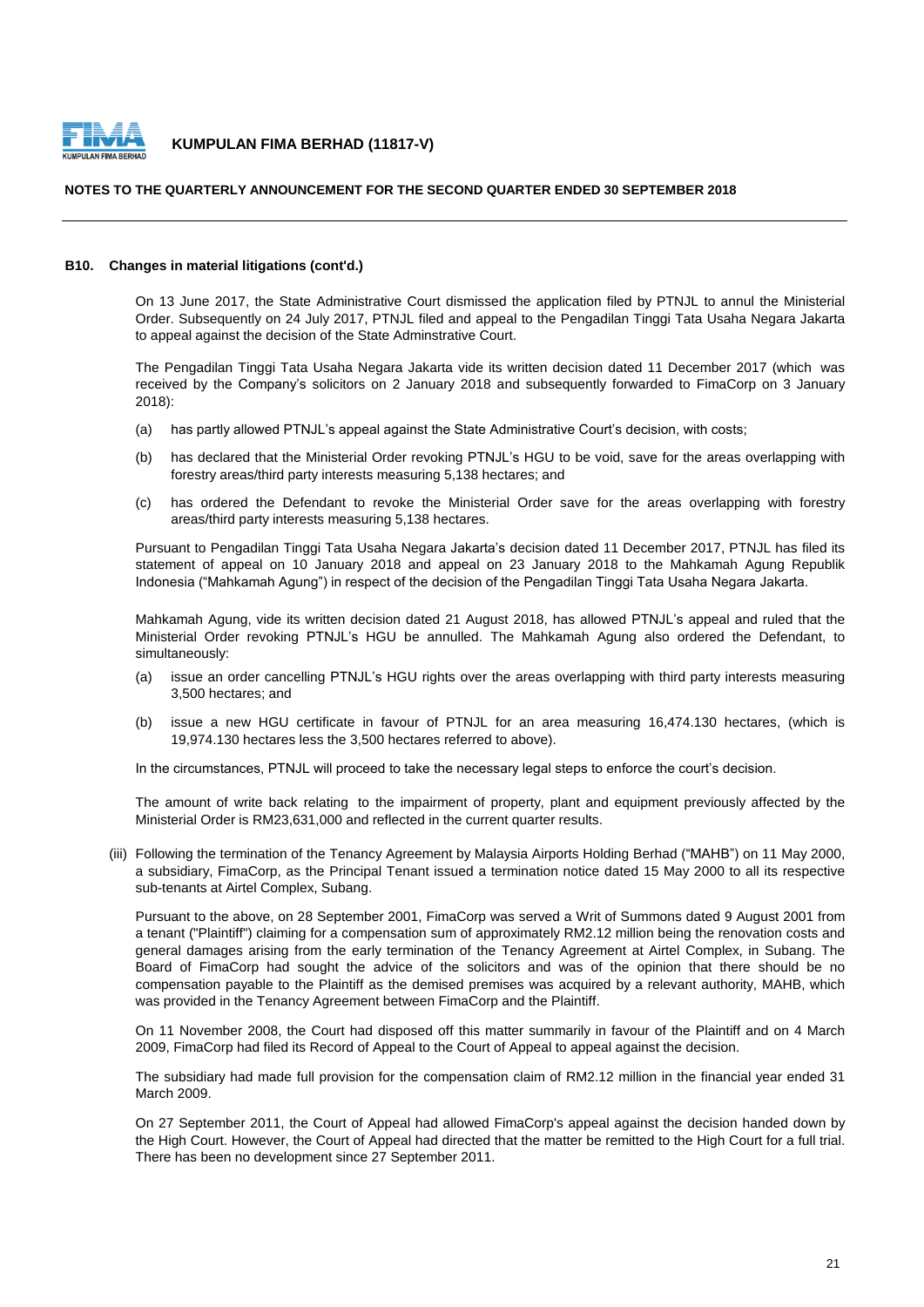## B10. Changes in material litigations (cont'd.)

On 13 June 2017, the State Administrative Court dismissed the application filed by PTNJL to annul the Ministerial Order. Subsequently on 24 July 2017, PTNJL filed and appeal to the Pengadilan Tinggi Tata Usaha Negara Jakarta to appeal against the decision of the State Adminstrative Court.

The Pengadilan Tinggi Tata Usaha Negara Jakarta vide its written decision dated 11 December 2017 (which was received by the Company's solicitors on 2 January 2018 and subsequently forwarded to FimaCorp on 3 January 2018):

(a) has partly allowed PTNJL's appeal against the State Administrative Court's decision, with costs;

(b) has declared that the Ministerial Order revoking PTNJL's HGU to be void, save for the areas overlapping with forestry areas/third party interests measuring 5,138 hectares; and

(c) has ordered the Defendant to revoke the Ministerial Order save for the areas overlapping with forestry areas/third party interests measuring 5,138 hectares.

Pursuant to Pengadilan Tinggi Tata Usaha Negara Jakarta's decision dated 11 December 2017, PTNJL has filed its statement of appeal on 10 January 2018 and appeal on 23 January 2018 to the Mahkamah Agung Republik Indonesia ("Mahkamah Agung") in respect of the decision of the Pengadilan Tinggi Tata Usaha Negara Jakarta.

Mahkamah Agung, vide its written decision dated 21 August 2018, has allowed PTNJL's appeal and ruled that the Ministerial Order revoking PTNJL's HGU be annulled. The Mahkamah Agung also ordered the Defendant, to simultaneously:

(a) issue an order cancelling PTNJL's HGU rights over the areas overlapping with third party interests measuring 3,500 hectares; and

(b) issue a new HGU certificate in favour of PTNJL for an area measuring 16,474.130 hectares, (which is 19,974.130 hectares less the 3,500 hectares referred to above).

In the circumstances, PTNJL will proceed to take the necessary legal steps to enforce the court's decision.

The amount of write back relating to the impairment of property, plant and equipment previously affected by the Ministerial Order is RM23,631,000 and reflected in the current quarter results.

(iii) Following the termination of the Tenancy Agreement by Malaysia Airports Holding Berhad ("MAHB") on 11 May 2000, a subsidiary, FimaCorp, as the Principal Tenant issued a termination notice dated 15 May 2000 to all its respective sub-tenants at Airtel Complex, Subang.

Pursuant to the above, on 28 September 2001, FimaCorp was served a Writ of Summons dated 9 August 2001 from a tenant ("Plaintiff") claiming for a compensation sum of approximately RM2.12 million being the renovation costs and general damages arising from the early termination of the Tenancy Agreement at Airtel Complex, in Subang. The Board of FimaCorp had sought the advice of the solicitors and was of the opinion that there should be no compensation payable to the Plaintiff as the demised premises was acquired by a relevant authority, MAHB, which was provided in the Tenancy Agreement between FimaCorp and the Plaintiff.

On 11 November 2008, the Court had disposed off this matter summarily in favour of the Plaintiff and on 4 March 2009, FimaCorp had filed its Record of Appeal to the Court of Appeal to appeal against the decision.

The subsidiary had made full provision for the compensation claim of RM2.12 million in the financial year ended 31 March 2009.

On 27 September 2011, the Court of Appeal had allowed FimaCorp's appeal against the decision handed down by the High Court. However, the Court of Appeal had directed that the matter be remitted to the High Court for a full trial. There has been no development since 27 September 2011.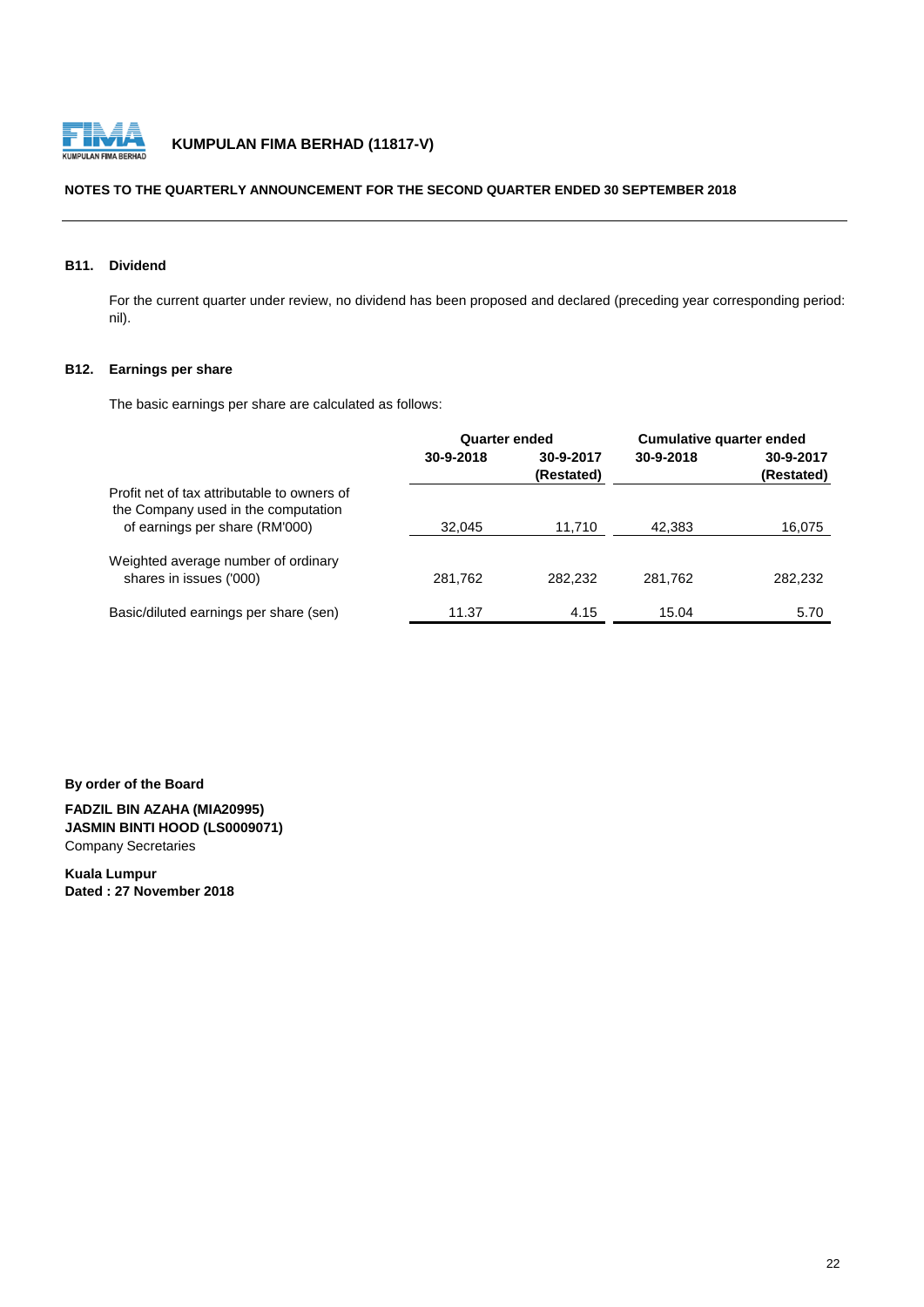**KUMPULAN FIMA BERHAD (11817-V)**

**NOTES TO THE QUARTERLY ANNOUNCEMENT FOR THE SECOND QUARTER ENDED 30 SEPTEMBER 2018**

## B11. Dividend

For the current quarter under review, no dividend has been proposed and declared (preceding year corresponding period: nil).

## B12. Earnings per share

The basic earnings per share are calculated as follows:

| | Quarter ended | | Cumulative quarter ended | |
|---|---|---|---|---|
| | 30-9-2018 | 30-9-2017 (Restated) | 30-9-2018 | 30-9-2017 (Restated) |
| Profit net of tax attributable to owners of the Company used in the computation of earnings per share (RM'000) | 32,045 | 11,710 | 42,383 | 16,075 |
| Weighted average number of ordinary shares in issues ('000) | 281,762 | 282,232 | 281,762 | 282,232 |
| Basic/diluted earnings per share (sen) | 11.37 | 4.15 | 15.04 | 5.70 |

**By order of the Board**

**FADZIL BIN AZAHA (MIA20995)**
**JASMIN BINTI HOOD (LS0009071)**
Company Secretaries

**Kuala Lumpur**
**Dated : 27 November 2018**